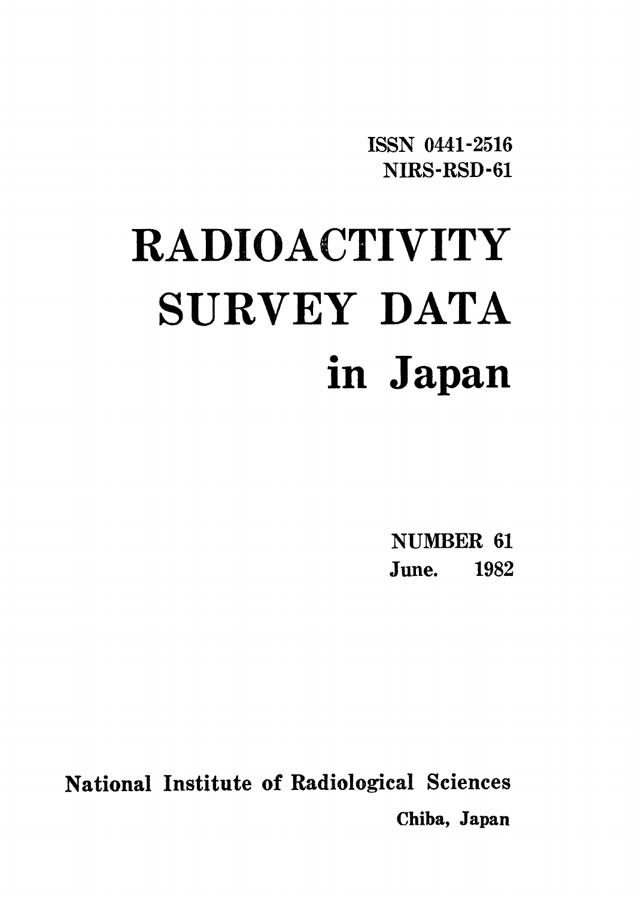ISSN 0441-2516
NIRS-RSD-61

# RADIOACTIVITY SURVEY DATA in Japan

NUMBER 61
June. 1982

National Institute of Radiological Sciences
Chiba, Japan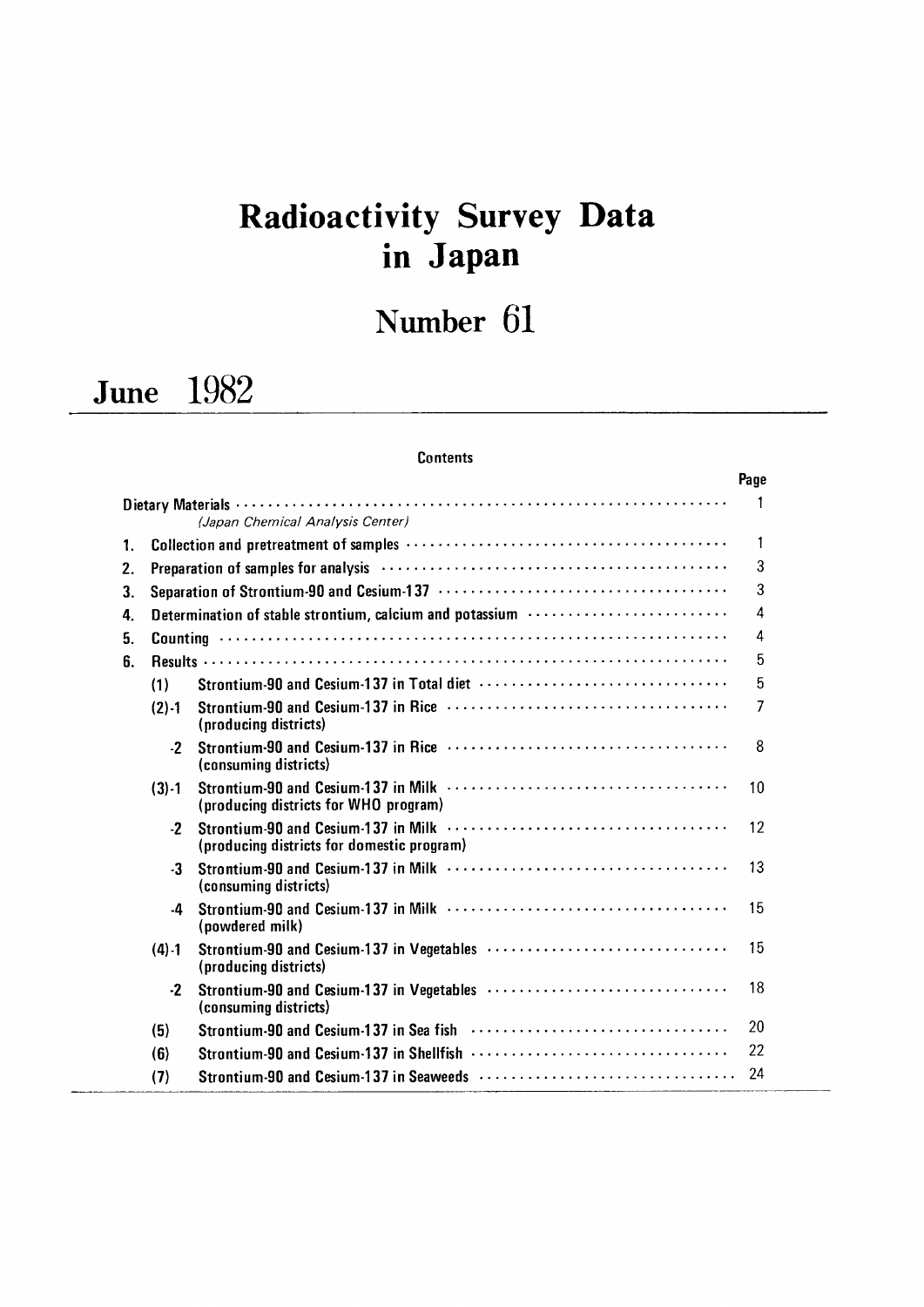# Radioactivity Survey Data in Japan

# Number 61

## June 1982

**Contents**

| | | | Page |
|---|---|---|---|
| Dietary Materials | | | 1 |
| | | *(Japan Chemical Analysis Center)* | |
| 1. | Collection and pretreatment of samples | | 1 |
| 2. | Preparation of samples for analysis | | 3 |
| 3. | Separation of Strontium-90 and Cesium-137 | | 3 |
| 4. | Determination of stable strontium, calcium and potassium | | 4 |
| 5. | Counting | | 4 |
| 6. | Results | | 5 |
| | (1) | Strontium-90 and Cesium-137 in Total diet | 5 |
| | (2)-1 | Strontium-90 and Cesium-137 in Rice (producing districts) | 7 |
| | -2 | Strontium-90 and Cesium-137 in Rice (consuming districts) | 8 |
| | (3)-1 | Strontium-90 and Cesium-137 in Milk (producing districts for WHO program) | 10 |
| | -2 | Strontium-90 and Cesium-137 in Milk (producing districts for domestic program) | 12 |
| | -3 | Strontium-90 and Cesium-137 in Milk (consuming districts) | 13 |
| | -4 | Strontium-90 and Cesium-137 in Milk (powdered milk) | 15 |
| | (4)-1 | Strontium-90 and Cesium-137 in Vegetables (producing districts) | 15 |
| | -2 | Strontium-90 and Cesium-137 in Vegetables (consuming districts) | 18 |
| | (5) | Strontium-90 and Cesium-137 in Sea fish | 20 |
| | (6) | Strontium-90 and Cesium-137 in Shellfish | 22 |
| | (7) | Strontium-90 and Cesium-137 in Seaweeds | 24 |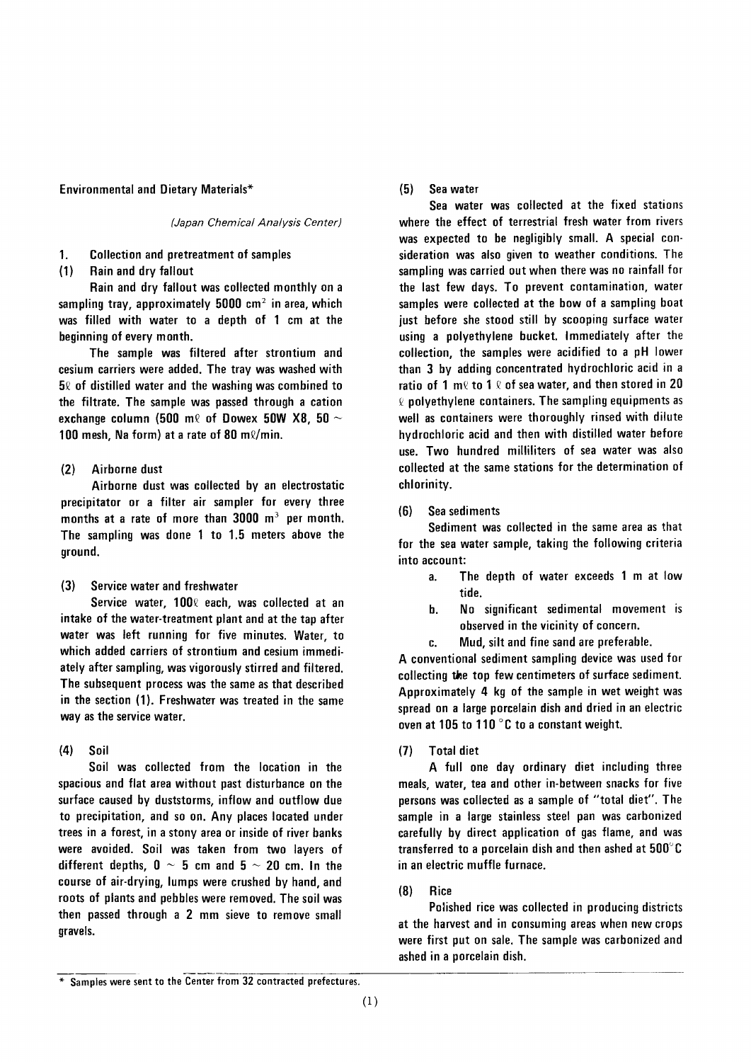## Environmental and Dietary Materials*

*(Japan Chemical Analysis Center)*

### 1. Collection and pretreatment of samples

#### (1) Rain and dry fallout

Rain and dry fallout was collected monthly on a sampling tray, approximately 5000 $cm^2$ in area, which was filled with water to a depth of 1 cm at the beginning of every month.

The sample was filtered after strontium and cesium carriers were added. The tray was washed with 5ℓ of distilled water and the washing was combined to the filtrate. The sample was passed through a cation exchange column (500 mℓ of Dowex 50W X8, 50 ~ 100 mesh, Na form) at a rate of 80 mℓ/min.

#### (2) Airborne dust

Airborne dust was collected by an electrostatic precipitator or a filter air sampler for every three months at a rate of more than 3000 $m^3$ per month. The sampling was done 1 to 1.5 meters above the ground.

#### (3) Service water and freshwater

Service water, 100ℓ each, was collected at an intake of the water-treatment plant and at the tap after water was left running for five minutes. Water, to which added carriers of strontium and cesium immediately after sampling, was vigorously stirred and filtered. The subsequent process was the same as that described in the section (1). Freshwater was treated in the same way as the service water.

#### (4) Soil

Soil was collected from the location in the spacious and flat area without past disturbance on the surface caused by duststorms, inflow and outflow due to precipitation, and so on. Any places located under trees in a forest, in a stony area or inside of river banks were avoided. Soil was taken from two layers of different depths, 0 ~ 5 cm and 5 ~ 20 cm. In the course of air-drying, lumps were crushed by hand, and roots of plants and pebbles were removed. The soil was then passed through a 2 mm sieve to remove small gravels.

#### (5) Sea water

Sea water was collected at the fixed stations where the effect of terrestrial fresh water from rivers was expected to be negligibly small. A special consideration was also given to weather conditions. The sampling was carried out when there was no rainfall for the last few days. To prevent contamination, water samples were collected at the bow of a sampling boat just before she stood still by scooping surface water using a polyethylene bucket. Immediately after the collection, the samples were acidified to a pH lower than 3 by adding concentrated hydrochloric acid in a ratio of 1 mℓ to 1 ℓ of sea water, and then stored in 20 ℓ polyethylene containers. The sampling equipments as well as containers were thoroughly rinsed with dilute hydrochloric acid and then with distilled water before use. Two hundred milliliters of sea water was also collected at the same stations for the determination of chlorinity.

#### (6) Sea sediments

Sediment was collected in the same area as that for the sea water sample, taking the following criteria into account:

a. The depth of water exceeds 1 m at low tide.

b. No significant sedimental movement is observed in the vicinity of concern.

c. Mud, silt and fine sand are preferable.

A conventional sediment sampling device was used for collecting the top few centimeters of surface sediment. Approximately 4 kg of the sample in wet weight was spread on a large porcelain dish and dried in an electric oven at 105 to 110 °C to a constant weight.

#### (7) Total diet

A full one day ordinary diet including three meals, water, tea and other in-between snacks for five persons was collected as a sample of "total diet". The sample in a large stainless steel pan was carbonized carefully by direct application of gas flame, and was transferred to a porcelain dish and then ashed at 500°C in an electric muffle furnace.

#### (8) Rice

Polished rice was collected in producing districts at the harvest and in consuming areas when new crops were first put on sale. The sample was carbonized and ashed in a porcelain dish.

---

\* Samples were sent to the Center from 32 contracted prefectures.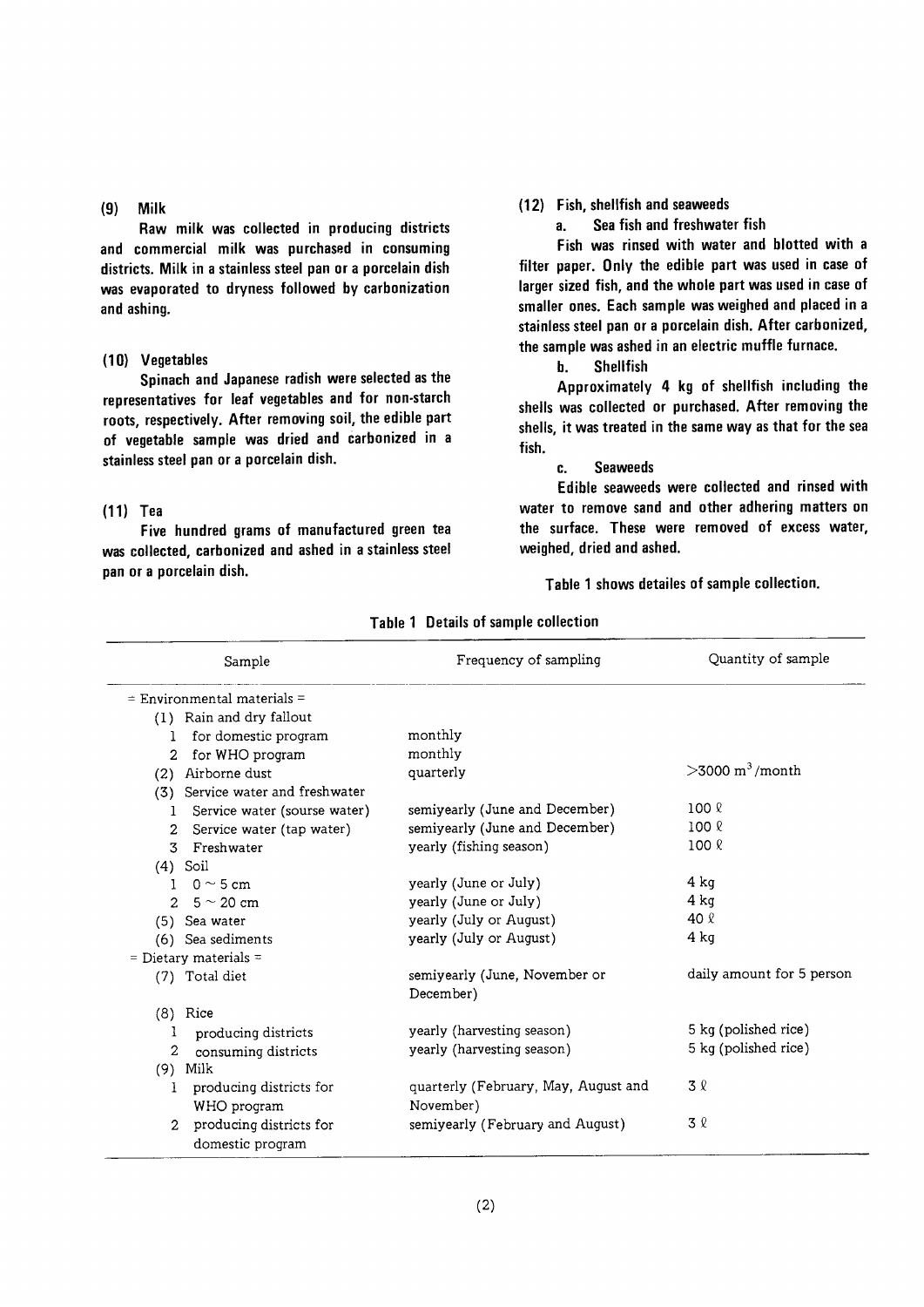### (9) Milk

Raw milk was collected in producing districts and commercial milk was purchased in consuming districts. Milk in a stainless steel pan or a porcelain dish was evaporated to dryness followed by carbonization and ashing.

### (10) Vegetables

Spinach and Japanese radish were selected as the representatives for leaf vegetables and for non-starch roots, respectively. After removing soil, the edible part of vegetable sample was dried and carbonized in a stainless steel pan or a porcelain dish.

### (11) Tea

Five hundred grams of manufactured green tea was collected, carbonized and ashed in a stainless steel pan or a porcelain dish.

### (12) Fish, shellfish and seaweeds

**a. Sea fish and freshwater fish**

Fish was rinsed with water and blotted with a filter paper. Only the edible part was used in case of larger sized fish, and the whole part was used in case of smaller ones. Each sample was weighed and placed in a stainless steel pan or a porcelain dish. After carbonized, the sample was ashed in an electric muffle furnace.

**b. Shellfish**

Approximately 4 kg of shellfish including the shells was collected or purchased. After removing the shells, it was treated in the same way as that for the sea fish.

**c. Seaweeds**

Edible seaweeds were collected and rinsed with water to remove sand and other adhering matters on the surface. These were removed of excess water, weighed, dried and ashed.

Table 1 shows detailes of sample collection.

**Table 1 Details of sample collection**

| Sample | Frequency of sampling | Quantity of sample |
|---|---|---|
| = Environmental materials = | | |
| (1) Rain and dry fallout | | |
| 1 for domestic program | monthly | |
| 2 for WHO program | monthly | |
| (2) Airborne dust | quarterly | >3000 $m^3$/month |
| (3) Service water and freshwater | | |
| 1 Service water (sourse water) | semiyearly (June and December) | 100 ℓ |
| 2 Service water (tap water) | semiyearly (June and December) | 100 ℓ |
| 3 Freshwater | yearly (fishing season) | 100 ℓ |
| (4) Soil | | |
| 1 0 ~ 5 cm | yearly (June or July) | 4 kg |
| 2 5 ~ 20 cm | yearly (June or July) | 4 kg |
| (5) Sea water | yearly (July or August) | 40 ℓ |
| (6) Sea sediments | yearly (July or August) | 4 kg |
| = Dietary materials = | | |
| (7) Total diet | semiyearly (June, November or December) | daily amount for 5 person |
| (8) Rice | | |
| 1 producing districts | yearly (harvesting season) | 5 kg (polished rice) |
| 2 consuming districts | yearly (harvesting season) | 5 kg (polished rice) |
| (9) Milk | | |
| 1 producing districts for WHO program | quarterly (February, May, August and November) | 3 ℓ |
| 2 producing districts for domestic program | semiyearly (February and August) | 3 ℓ |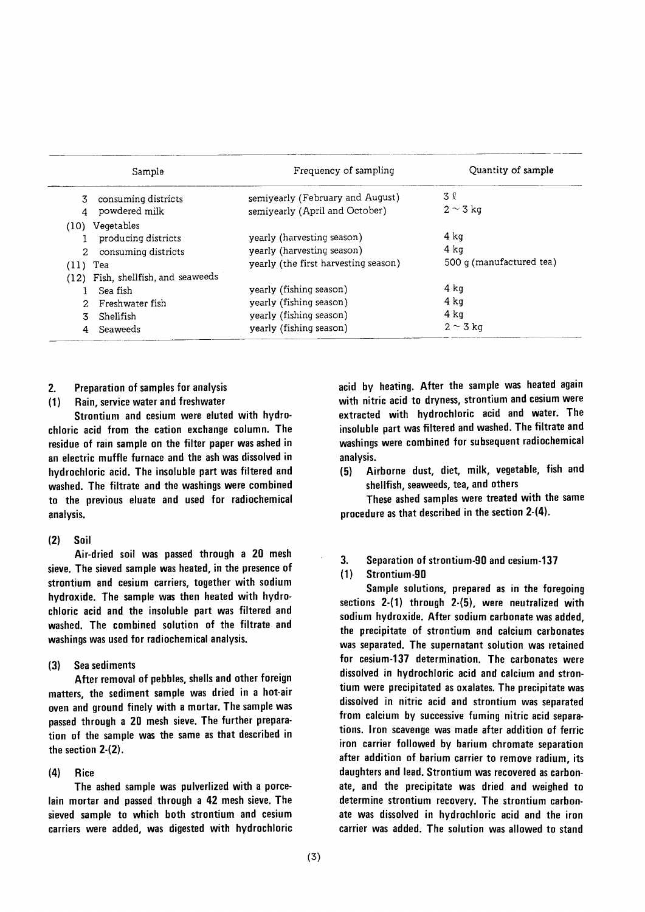| Sample | Frequency of sampling | Quantity of sample |
|---|---|---|
| 3 consuming districts | semiyearly (February and August) | 3 ℓ |
| 4 powdered milk | semiyearly (April and October) | 2 ~ 3 kg |
| (10) Vegetables | | |
| 1 producing districts | yearly (harvesting season) | 4 kg |
| 2 consuming districts | yearly (harvesting season) | 4 kg |
| (11) Tea | yearly (the first harvesting season) | 500 g (manufactured tea) |
| (12) Fish, shellfish, and seaweeds | | |
| 1 Sea fish | yearly (fishing season) | 4 kg |
| 2 Freshwater fish | yearly (fishing season) | 4 kg |
| 3 Shellfish | yearly (fishing season) | 4 kg |
| 4 Seaweeds | yearly (fishing season) | 2 ~ 3 kg |

## 2. Preparation of samples for analysis

### (1) Rain, service water and freshwater

Strontium and cesium were eluted with hydrochloric acid from the cation exchange column. The residue of rain sample on the filter paper was ashed in an electric muffle furnace and the ash was dissolved in hydrochloric acid. The insoluble part was filtered and washed. The filtrate and the washings were combined to the previous eluate and used for radiochemical analysis.

### (2) Soil

Air-dried soil was passed through a 20 mesh sieve. The sieved sample was heated, in the presence of strontium and cesium carriers, together with sodium hydroxide. The sample was then heated with hydrochloric acid and the insoluble part was filtered and washed. The combined solution of the filtrate and washings was used for radiochemical analysis.

### (3) Sea sediments

After removal of pebbles, shells and other foreign matters, the sediment sample was dried in a hot-air oven and ground finely with a mortar. The sample was passed through a 20 mesh sieve. The further preparation of the sample was the same as that described in the section 2-(2).

### (4) Rice

The ashed sample was pulverlized with a porcelain mortar and passed through a 42 mesh sieve. The sieved sample to which both strontium and cesium carriers were added, was digested with hydrochloric acid by heating. After the sample was heated again with nitric acid to dryness, strontium and cesium were extracted with hydrochloric acid and water. The insoluble part was filtered and washed. The filtrate and washings were combined for subsequent radiochemical analysis.

### (5) Airborne dust, diet, milk, vegetable, fish and shellfish, seaweeds, tea, and others

These ashed samples were treated with the same procedure as that described in the section 2-(4).

## 3. Separation of strontium-90 and cesium-137

### (1) Strontium-90

Sample solutions, prepared as in the foregoing sections 2-(1) through 2-(5), were neutralized with sodium hydroxide. After sodium carbonate was added, the precipitate of strontium and calcium carbonates was separated. The supernatant solution was retained for cesium-137 determination. The carbonates were dissolved in hydrochloric acid and calcium and strontium were precipitated as oxalates. The precipitate was dissolved in nitric acid and strontium was separated from calcium by successive fuming nitric acid separations. Iron scavenge was made after addition of ferric iron carrier followed by barium chromate separation after addition of barium carrier to remove radium, its daughters and lead. Strontium was recovered as carbonate, and the precipitate was dried and weighed to determine strontium recovery. The strontium carbonate was dissolved in hydrochloric acid and the iron carrier was added. The solution was allowed to stand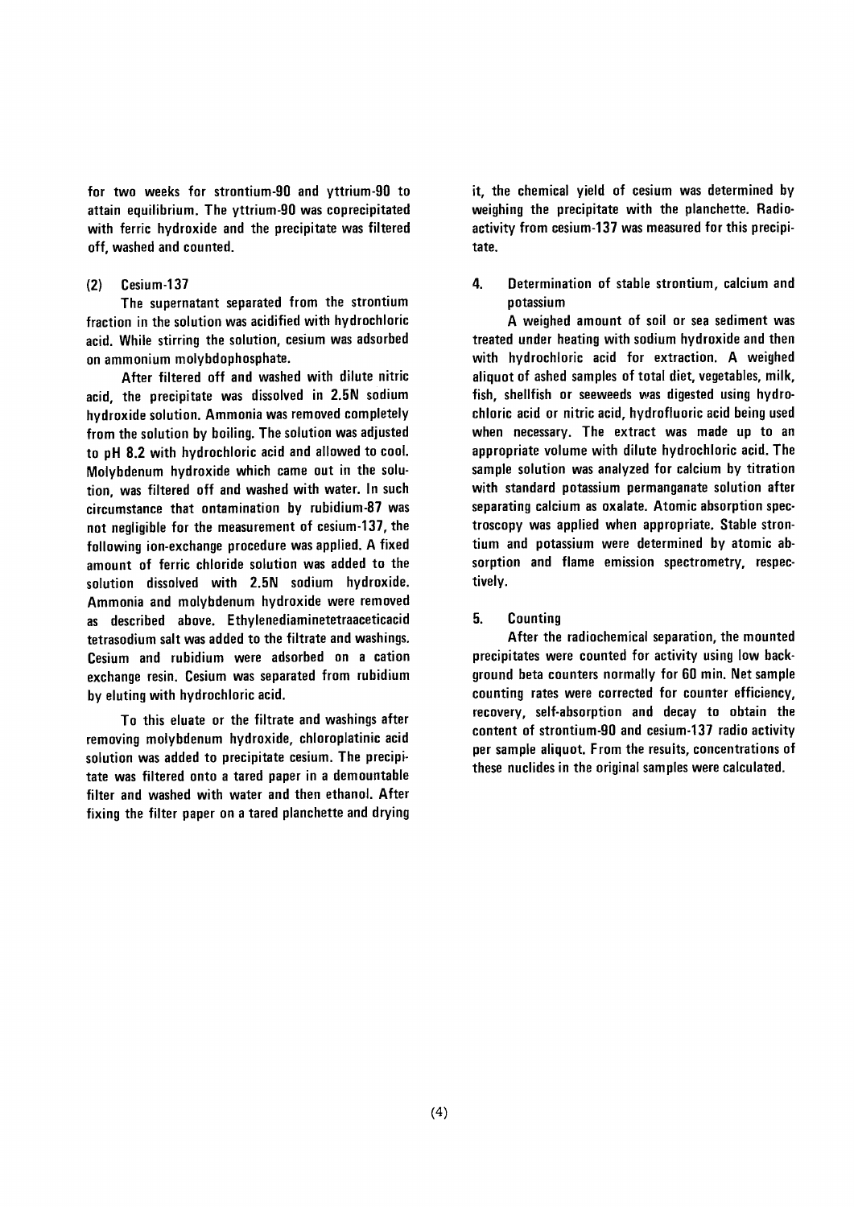for two weeks for strontium-90 and yttrium-90 to attain equilibrium. The yttrium-90 was coprecipitated with ferric hydroxide and the precipitate was filtered off, washed and counted.

### (2) Cesium-137

The supernatant separated from the strontium fraction in the solution was acidified with hydrochloric acid. While stirring the solution, cesium was adsorbed on ammonium molybdophosphate.

After filtered off and washed with dilute nitric acid, the precipitate was dissolved in 2.5N sodium hydroxide solution. Ammonia was removed completely from the solution by boiling. The solution was adjusted to pH 8.2 with hydrochloric acid and allowed to cool. Molybdenum hydroxide which came out in the solution, was filtered off and washed with water. In such circumstance that ontamination by rubidium-87 was not negligible for the measurement of cesium-137, the following ion-exchange procedure was applied. A fixed amount of ferric chloride solution was added to the solution dissolved with 2.5N sodium hydroxide. Ammonia and molybdenum hydroxide were removed as described above. Ethylenediaminetetraaceticacid tetrasodium salt was added to the filtrate and washings. Cesium and rubidium were adsorbed on a cation exchange resin. Cesium was separated from rubidium by eluting with hydrochloric acid.

To this eluate or the filtrate and washings after removing molybdenum hydroxide, chloroplatinic acid solution was added to precipitate cesium. The precipitate was filtered onto a tared paper in a demountable filter and washed with water and then ethanol. After fixing the filter paper on a tared planchette and drying it, the chemical yield of cesium was determined by weighing the precipitate with the planchette. Radioactivity from cesium-137 was measured for this precipitate.

## 4. Determination of stable strontium, calcium and potassium

A weighed amount of soil or sea sediment was treated under heating with sodium hydroxide and then with hydrochloric acid for extraction. A weighed aliquot of ashed samples of total diet, vegetables, milk, fish, shellfish or seeweeds was digested using hydrochloric acid or nitric acid, hydrofluoric acid being used when necessary. The extract was made up to an appropriate volume with dilute hydrochloric acid. The sample solution was analyzed for calcium by titration with standard potassium permanganate solution after separating calcium as oxalate. Atomic absorption spectroscopy was applied when appropriate. Stable strontium and potassium were determined by atomic absorption and flame emission spectrometry, respectively.

## 5. Counting

After the radiochemical separation, the mounted precipitates were counted for activity using low background beta counters normally for 60 min. Net sample counting rates were corrected for counter efficiency, recovery, self-absorption and decay to obtain the content of strontium-90 and cesium-137 radio activity per sample aliquot. From the results, concentrations of these nuclides in the original samples were calculated.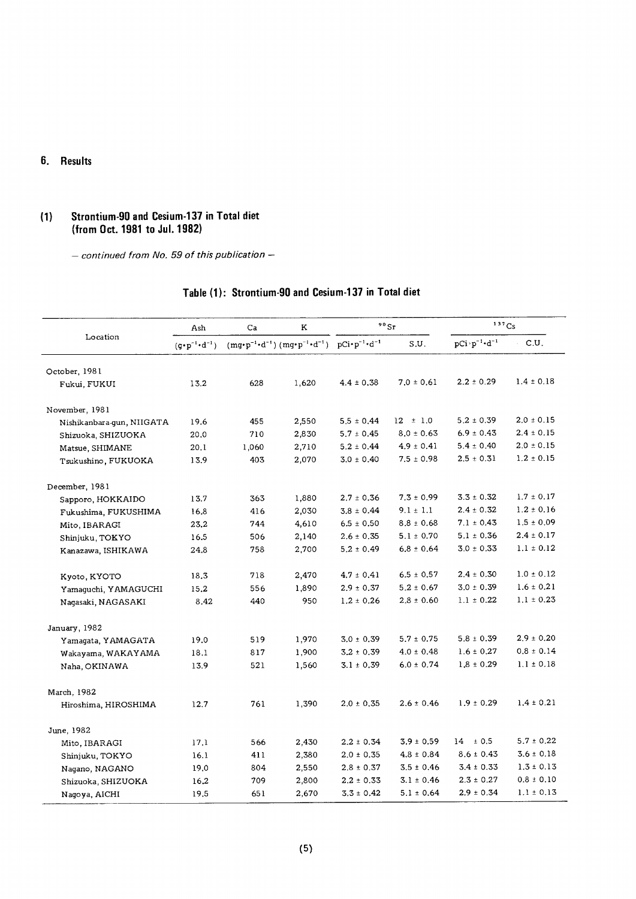## 6. Results

### (1) Strontium-90 and Cesium-137 in Total diet (from Oct. 1981 to Jul. 1982)

*— continued from No. 59 of this publication —*

**Table (1): Strontium-90 and Cesium-137 in Total diet**

| Location | Ash | Ca | K | $^{90}Sr$ | | $^{137}Cs$ | |
|---|---|---|---|---|---|---|---|
| | $(g \cdot p^{-1} \cdot d^{-1})$ | $(mg \cdot p^{-1} \cdot d^{-1})$ | $(mg \cdot p^{-1} \cdot d^{-1})$ | $pCi \cdot p^{-1} \cdot d^{-1}$ | S.U. | $pCi \cdot p^{-1} \cdot d^{-1}$ | C.U. |
| October, 1981 | | | | | | | |
| Fukui, FUKUI | 13.2 | 628 | 1,620 | 4.4 ± 0.38 | 7.0 ± 0.61 | 2.2 ± 0.29 | 1.4 ± 0.18 |
| November, 1981 | | | | | | | |
| Nishikanbara-gun, NIIGATA | 19.6 | 455 | 2,550 | 5.5 ± 0.44 | 12 ± 1.0 | 5.2 ± 0.39 | 2.0 ± 0.15 |
| Shizuoka, SHIZUOKA | 20.0 | 710 | 2,830 | 5.7 ± 0.45 | 8.0 ± 0.63 | 6.9 ± 0.43 | 2.4 ± 0.15 |
| Matsue, SHIMANE | 20.1 | 1,060 | 2,710 | 5.2 ± 0.44 | 4.9 ± 0.41 | 5.4 ± 0.40 | 2.0 ± 0.15 |
| Tsukushino, FUKUOKA | 13.9 | 403 | 2,070 | 3.0 ± 0.40 | 7.5 ± 0.98 | 2.5 ± 0.31 | 1.2 ± 0.15 |
| December, 1981 | | | | | | | |
| Sapporo, HOKKAIDO | 13.7 | 363 | 1,880 | 2.7 ± 0.36 | 7.3 ± 0.99 | 3.3 ± 0.32 | 1.7 ± 0.17 |
| Fukushima, FUKUSHIMA | 16.8 | 416 | 2,030 | 3.8 ± 0.44 | 9.1 ± 1.1 | 2.4 ± 0.32 | 1.2 ± 0.16 |
| Mito, IBARAGI | 23.2 | 744 | 4,610 | 6.5 ± 0.50 | 8.8 ± 0.68 | 7.1 ± 0.43 | 1.5 ± 0.09 |
| Shinjuku, TOKYO | 16.5 | 506 | 2,140 | 2.6 ± 0.35 | 5.1 ± 0.70 | 5.1 ± 0.36 | 2.4 ± 0.17 |
| Kanazawa, ISHIKAWA | 24.8 | 758 | 2,700 | 5.2 ± 0.49 | 6.8 ± 0.64 | 3.0 ± 0.33 | 1.1 ± 0.12 |
| Kyoto, KYOTO | 18.3 | 718 | 2,470 | 4.7 ± 0.41 | 6.5 ± 0.57 | 2.4 ± 0.30 | 1.0 ± 0.12 |
| Yamaguchi, YAMAGUCHI | 15.2 | 556 | 1,890 | 2.9 ± 0.37 | 5.2 ± 0.67 | 3.0 ± 0.39 | 1.6 ± 0.21 |
| Nagasaki, NAGASAKI | 8.42 | 440 | 950 | 1.2 ± 0.26 | 2.8 ± 0.60 | 1.1 ± 0.22 | 1.1 ± 0.23 |
| January, 1982 | | | | | | | |
| Yamagata, YAMAGATA | 19.0 | 519 | 1,970 | 3.0 ± 0.39 | 5.7 ± 0.75 | 5.8 ± 0.39 | 2.9 ± 0.20 |
| Wakayama, WAKAYAMA | 18.1 | 817 | 1,900 | 3.2 ± 0.39 | 4.0 ± 0.48 | 1.6 ± 0.27 | 0.8 ± 0.14 |
| Naha, OKINAWA | 13.9 | 521 | 1,560 | 3.1 ± 0.39 | 6.0 ± 0.74 | 1.8 ± 0.29 | 1.1 ± 0.18 |
| March, 1982 | | | | | | | |
| Hiroshima, HIROSHIMA | 12.7 | 761 | 1,390 | 2.0 ± 0.35 | 2.6 ± 0.46 | 1.9 ± 0.29 | 1.4 ± 0.21 |
| June, 1982 | | | | | | | |
| Mito, IBARAGI | 17.1 | 566 | 2,430 | 2.2 ± 0.34 | 3.9 ± 0.59 | 14 ± 0.5 | 5.7 ± 0.22 |
| Shinjuku, TOKYO | 16.1 | 411 | 2,380 | 2.0 ± 0.35 | 4.8 ± 0.84 | 8.6 ± 0.43 | 3.6 ± 0.18 |
| Nagano, NAGANO | 19.0 | 804 | 2,550 | 2.8 ± 0.37 | 3.5 ± 0.46 | 3.4 ± 0.33 | 1.3 ± 0.13 |
| Shizuoka, SHIZUOKA | 16.2 | 709 | 2,800 | 2.2 ± 0.33 | 3.1 ± 0.46 | 2.3 ± 0.27 | 0.8 ± 0.10 |
| Nagoya, AICHI | 19.5 | 651 | 2,670 | 3.3 ± 0.42 | 5.1 ± 0.64 | 2.9 ± 0.34 | 1.1 ± 0.13 |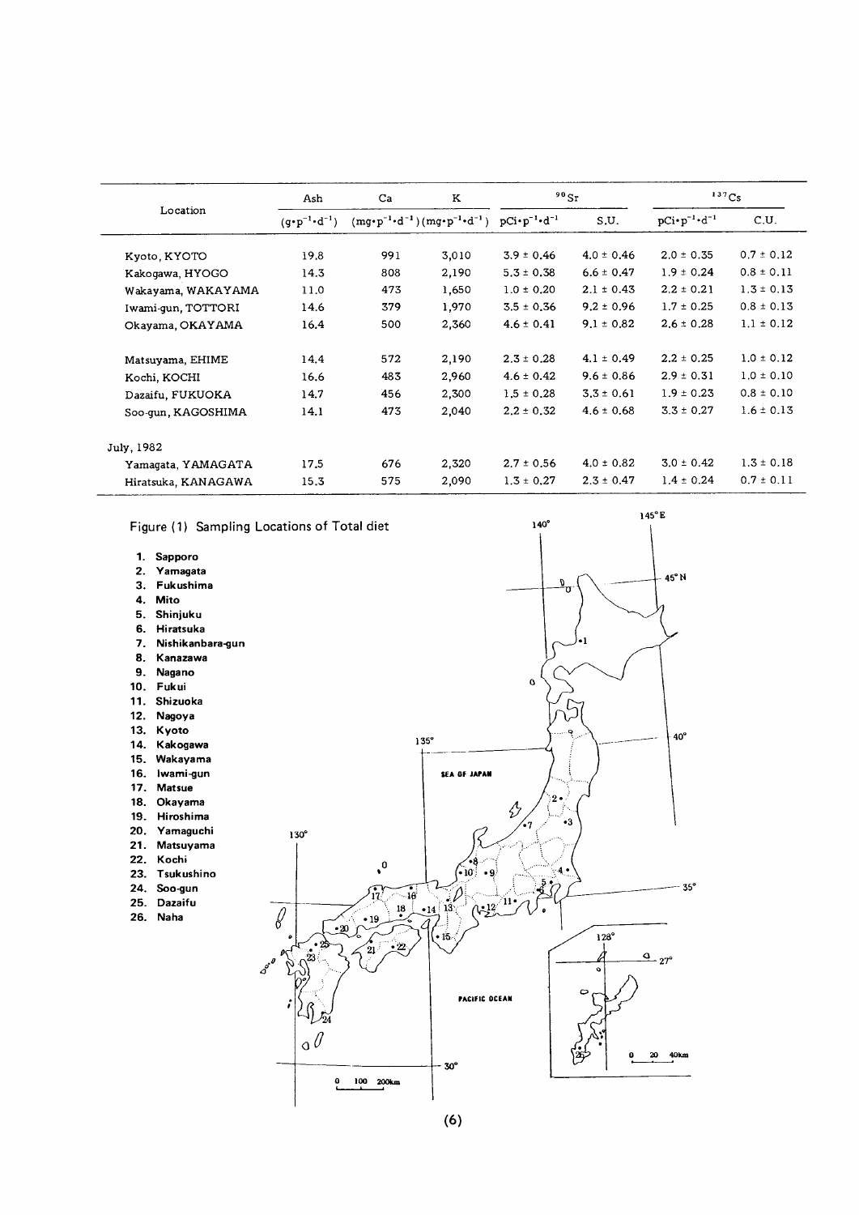| Location | Ash | Ca | K | $^{90}Sr$ | | $^{137}Cs$ | |
|---|---|---|---|---|---|---|---|
| | $(g \cdot p^{-1} \cdot d^{-1})$ | $(mg \cdot p^{-1} \cdot d^{-1})$ | $(mg \cdot p^{-1} \cdot d^{-1})$ | $pCi \cdot p^{-1} \cdot d^{-1}$ | S.U. | $pCi \cdot p^{-1} \cdot d^{-1}$ | C.U. |
| Kyoto, KYOTO | 19.8 | 991 | 3,010 | 3.9 ± 0.46 | 4.0 ± 0.46 | 2.0 ± 0.35 | 0.7 ± 0.12 |
| Kakogawa, HYOGO | 14.3 | 808 | 2,190 | 5.3 ± 0.38 | 6.6 ± 0.47 | 1.9 ± 0.24 | 0.8 ± 0.11 |
| Wakayama, WAKAYAMA | 11.0 | 473 | 1,650 | 1.0 ± 0.20 | 2.1 ± 0.43 | 2.2 ± 0.21 | 1.3 ± 0.13 |
| Iwami-gun, TOTTORI | 14.6 | 379 | 1,970 | 3.5 ± 0.36 | 9.2 ± 0.96 | 1.7 ± 0.25 | 0.8 ± 0.13 |
| Okayama, OKAYAMA | 16.4 | 500 | 2,360 | 4.6 ± 0.41 | 9.1 ± 0.82 | 2.6 ± 0.28 | 1.1 ± 0.12 |
| Matsuyama, EHIME | 14.4 | 572 | 2,190 | 2.3 ± 0.28 | 4.1 ± 0.49 | 2.2 ± 0.25 | 1.0 ± 0.12 |
| Kochi, KOCHI | 16.6 | 483 | 2,960 | 4.6 ± 0.42 | 9.6 ± 0.86 | 2.9 ± 0.31 | 1.0 ± 0.10 |
| Dazaifu, FUKUOKA | 14.7 | 456 | 2,300 | 1.5 ± 0.28 | 3.3 ± 0.61 | 1.9 ± 0.23 | 0.8 ± 0.10 |
| Soo-gun, KAGOSHIMA | 14.1 | 473 | 2,040 | 2.2 ± 0.32 | 4.6 ± 0.68 | 3.3 ± 0.27 | 1.6 ± 0.13 |
| July, 1982 | | | | | | | |
| Yamagata, YAMAGATA | 17.5 | 676 | 2,320 | 2.7 ± 0.56 | 4.0 ± 0.82 | 3.0 ± 0.42 | 1.3 ± 0.18 |
| Hiratsuka, KANAGAWA | 15.3 | 575 | 2,090 | 1.3 ± 0.27 | 2.3 ± 0.47 | 1.4 ± 0.24 | 0.7 ± 0.11 |

Figure (1) Sampling Locations of Total diet

1. Sapporo
2. Yamagata
3. Fukushima
4. Mito
5. Shinjuku
6. Hiratsuka
7. Nishikanbara-gun
8. Kanazawa
9. Nagano
10. Fukui
11. Shizuoka
12. Nagoya
13. Kyoto
14. Kakogawa
15. Wakayama
16. Iwami-gun
17. Matsue
18. Okayama
19. Hiroshima
20. Yamaguchi
21. Matsuyama
22. Kochi
23. Tsukushino
24. Soo-gun
25. Dazaifu
26. Naha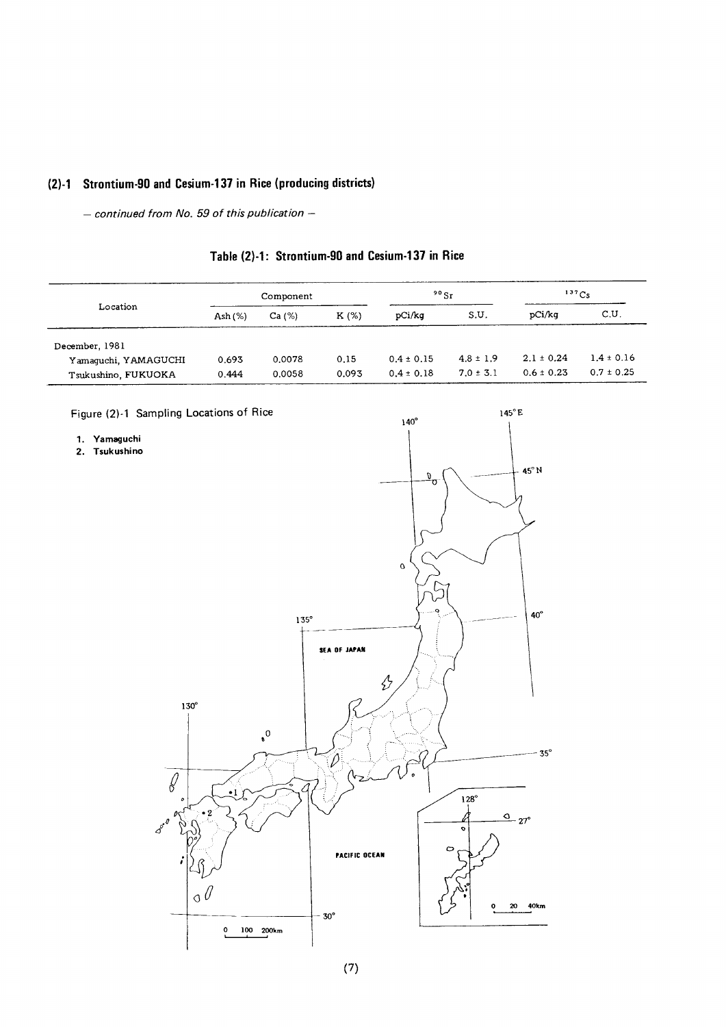## (2)-1 Strontium-90 and Cesium-137 in Rice (producing districts)

*— continued from No. 59 of this publication —*

### Table (2)-1: Strontium-90 and Cesium-137 in Rice

| Location | Component | | | $^{90}Sr$ | | $^{137}Cs$ | |
|---|---|---|---|---|---|---|---|
| | Ash (%) | Ca (%) | K (%) | pCi/kg | S.U. | pCi/kg | C.U. |
| December, 1981 | | | | | | | |
| Yamaguchi, YAMAGUCHI | 0.693 | 0.0078 | 0.15 | 0.4 ± 0.15 | 4.8 ± 1.9 | 2.1 ± 0.24 | 1.4 ± 0.16 |
| Tsukushino, FUKUOKA | 0.444 | 0.0058 | 0.093 | 0.4 ± 0.18 | 7.0 ± 3.1 | 0.6 ± 0.23 | 0.7 ± 0.25 |

Figure (2)-1 Sampling Locations of Rice

1. Yamaguchi
2. Tsukushino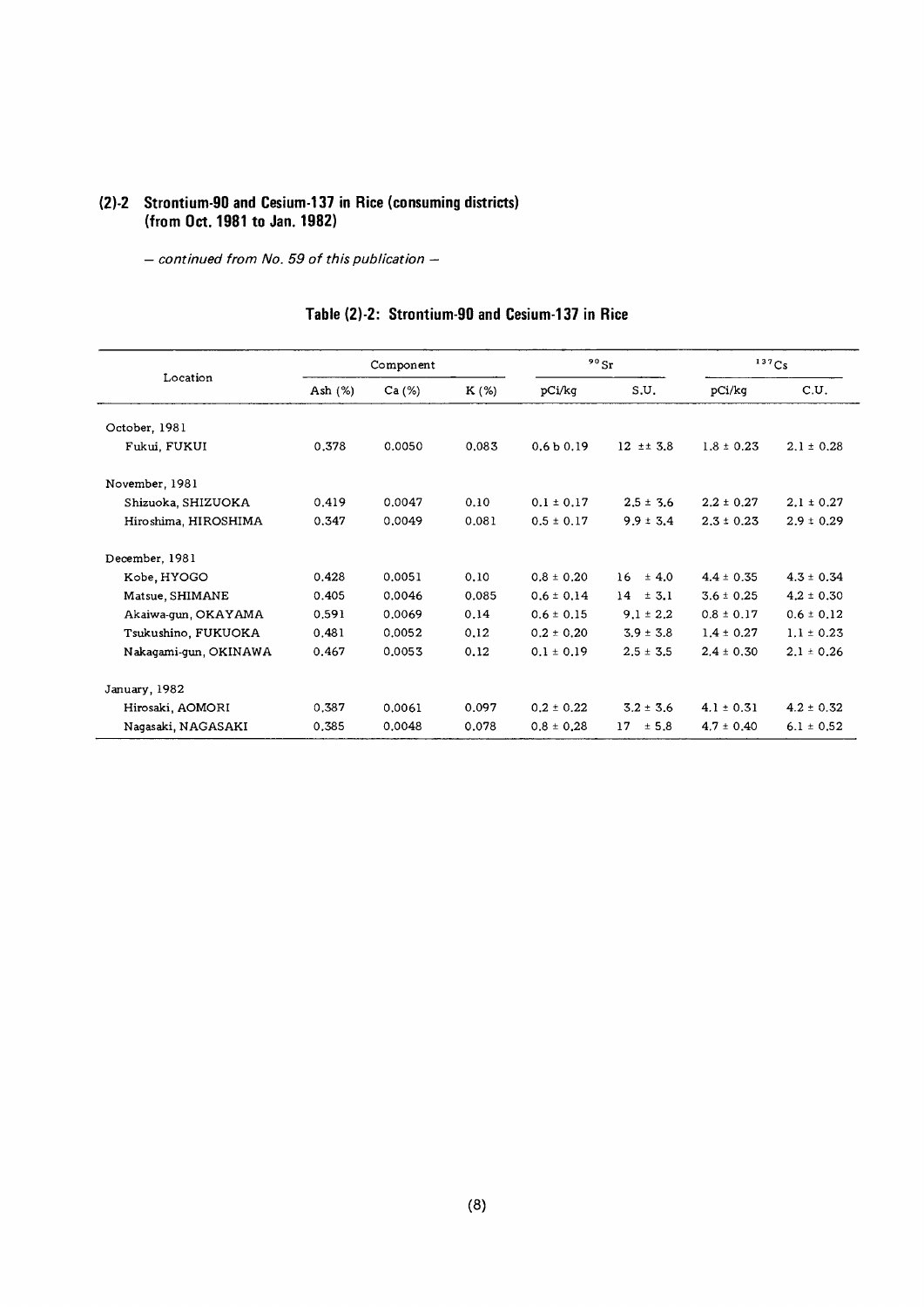## (2)-2 Strontium-90 and Cesium-137 in Rice (consuming districts) (from Oct. 1981 to Jan. 1982)

*– continued from No. 59 of this publication –*

### Table (2)-2: Strontium-90 and Cesium-137 in Rice

| Location | Component | | | $^{90}Sr$ | | $^{137}Cs$ | |
|---|---|---|---|---|---|---|---|
| | Ash (%) | Ca (%) | K (%) | pCi/kg | S.U. | pCi/kg | C.U. |
| October, 1981 | | | | | | | |
| Fukui, FUKUI | 0.378 | 0.0050 | 0.083 | 0.6 b 0.19 | 12 ±± 3.8 | 1.8 ± 0.23 | 2.1 ± 0.28 |
| November, 1981 | | | | | | | |
| Shizuoka, SHIZUOKA | 0.419 | 0.0047 | 0.10 | 0.1 ± 0.17 | 2.5 ± 3.6 | 2.2 ± 0.27 | 2.1 ± 0.27 |
| Hiroshima, HIROSHIMA | 0.347 | 0.0049 | 0.081 | 0.5 ± 0.17 | 9.9 ± 3.4 | 2.3 ± 0.23 | 2.9 ± 0.29 |
| December, 1981 | | | | | | | |
| Kobe, HYOGO | 0.428 | 0.0051 | 0.10 | 0.8 ± 0.20 | 16 ± 4.0 | 4.4 ± 0.35 | 4.3 ± 0.34 |
| Matsue, SHIMANE | 0.405 | 0.0046 | 0.085 | 0.6 ± 0.14 | 14 ± 3.1 | 3.6 ± 0.25 | 4.2 ± 0.30 |
| Akaiwa-gun, OKAYAMA | 0.591 | 0.0069 | 0.14 | 0.6 ± 0.15 | 9.1 ± 2.2 | 0.8 ± 0.17 | 0.6 ± 0.12 |
| Tsukushino, FUKUOKA | 0.481 | 0.0052 | 0.12 | 0.2 ± 0.20 | 3.9 ± 3.8 | 1.4 ± 0.27 | 1.1 ± 0.23 |
| Nakagami-gun, OKINAWA | 0.467 | 0.0053 | 0.12 | 0.1 ± 0.19 | 2.5 ± 3.5 | 2.4 ± 0.30 | 2.1 ± 0.26 |
| January, 1982 | | | | | | | |
| Hirosaki, AOMORI | 0.387 | 0.0061 | 0.097 | 0.2 ± 0.22 | 3.2 ± 3.6 | 4.1 ± 0.31 | 4.2 ± 0.32 |
| Nagasaki, NAGASAKI | 0.385 | 0.0048 | 0.078 | 0.8 ± 0.28 | 17 ± 5.8 | 4.7 ± 0.40 | 6.1 ± 0.52 |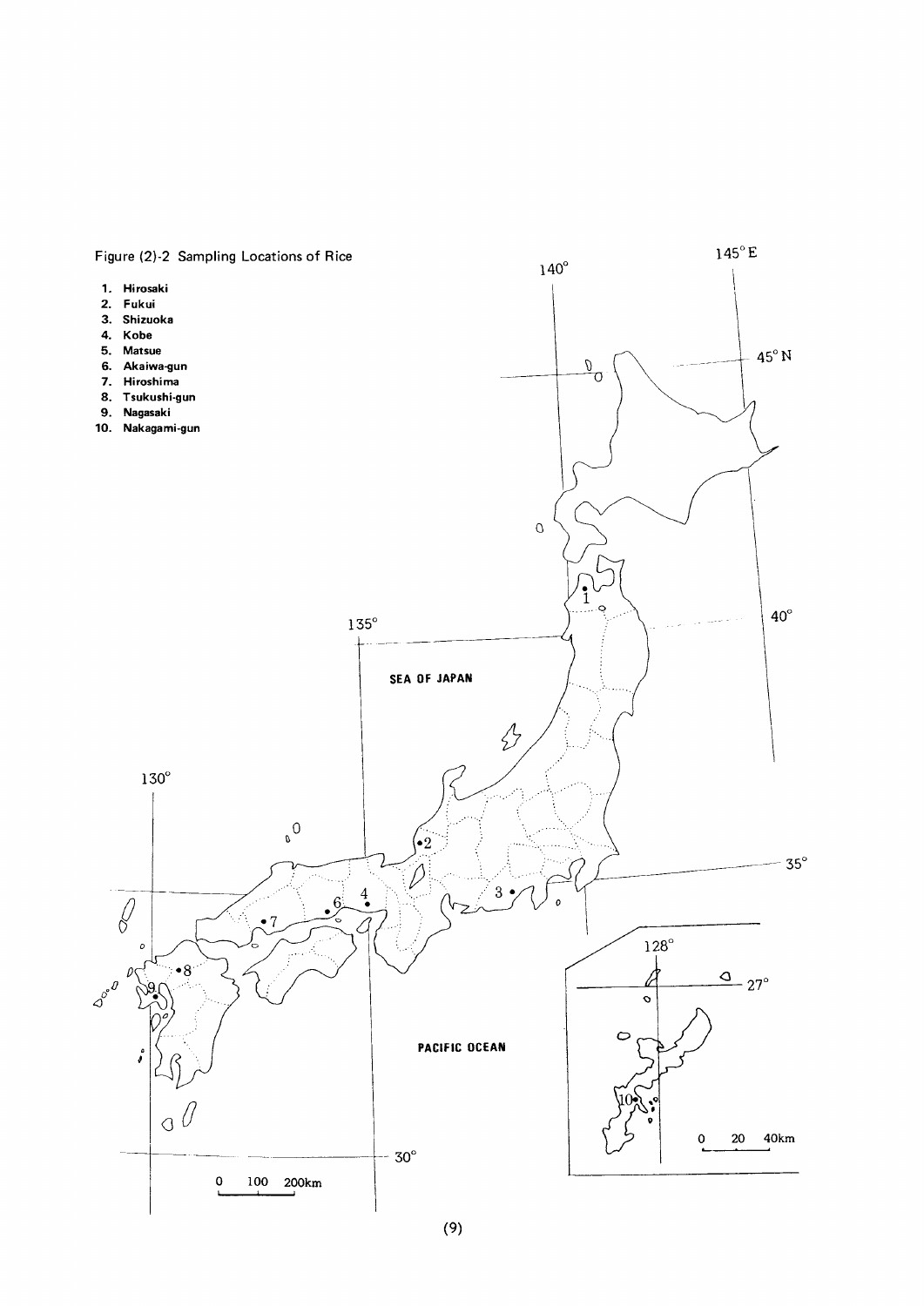Figure (2)-2 Sampling Locations of Rice

1. Hirosaki
2. Fukui
3. Shizuoka
4. Kobe
5. Matsue
6. Akaiwa-gun
7. Hiroshima
8. Tsukushi-gun
9. Nagasaki
10. Nakagami-gun

145° E

140°

45° N

40°

135°

SEA OF JAPAN

130°

35°

128°

27°

PACIFIC OCEAN

30°

0 20 40km

0 100 200km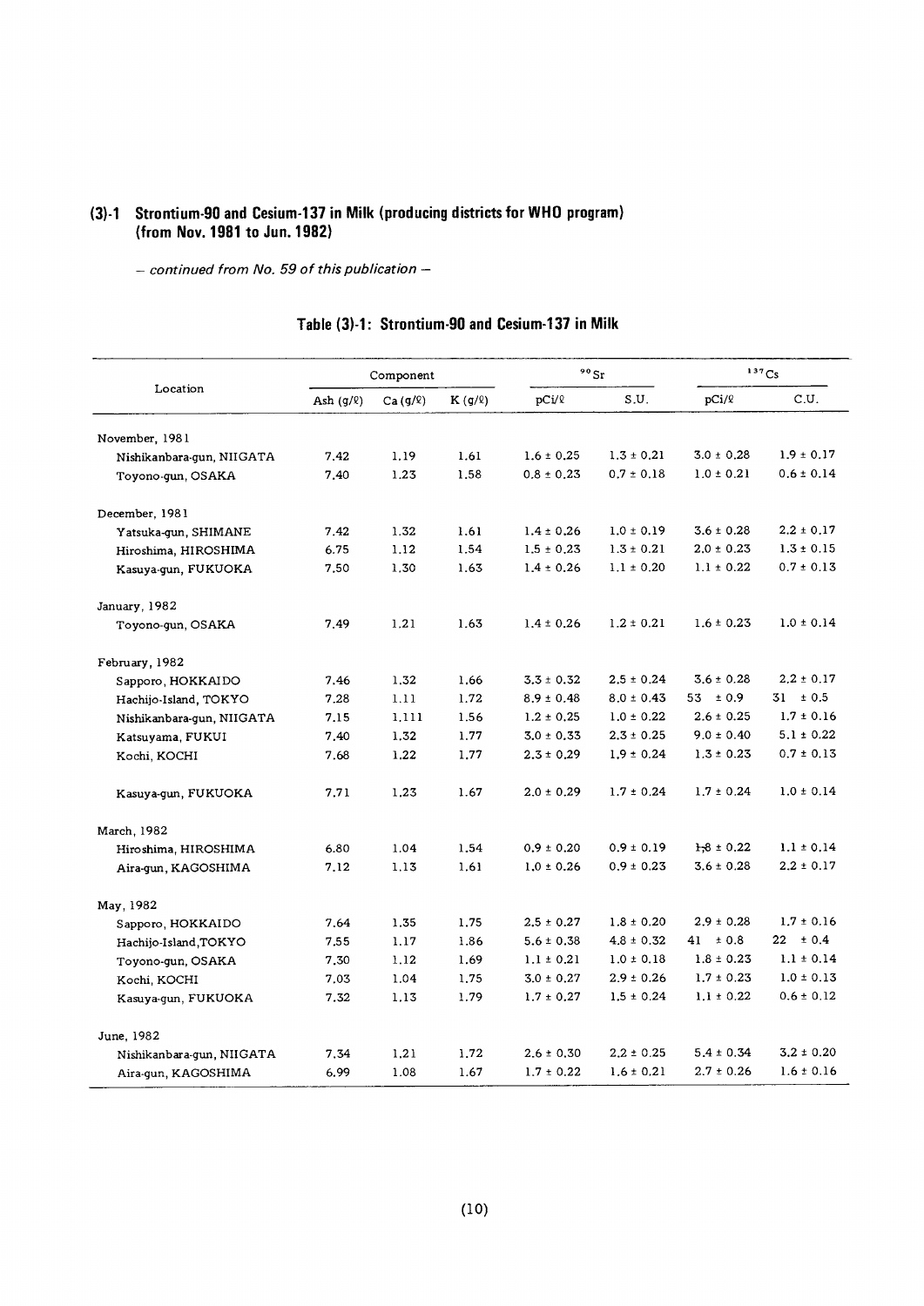## (3)-1 Strontium-90 and Cesium-137 in Milk (producing districts for WHO program) (from Nov. 1981 to Jun. 1982)

*– continued from No. 59 of this publication –*

### Table (3)-1: Strontium-90 and Cesium-137 in Milk

| Location | Component | | | $^{90}Sr$ | | $^{137}Cs$ | |
|---|---|---|---|---|---|---|---|
| | Ash (g/ℓ) | Ca (g/ℓ) | K (g/ℓ) | pCi/ℓ | S.U. | pCi/ℓ | C.U. |
| November, 1981 | | | | | | | |
| Nishikanbara-gun, NIIGATA | 7.42 | 1.19 | 1.61 | 1.6 ± 0.25 | 1.3 ± 0.21 | 3.0 ± 0.28 | 1.9 ± 0.17 |
| Toyono-gun, OSAKA | 7.40 | 1.23 | 1.58 | 0.8 ± 0.23 | 0.7 ± 0.18 | 1.0 ± 0.21 | 0.6 ± 0.14 |
| December, 1981 | | | | | | | |
| Yatsuka-gun, SHIMANE | 7.42 | 1.32 | 1.61 | 1.4 ± 0.26 | 1.0 ± 0.19 | 3.6 ± 0.28 | 2.2 ± 0.17 |
| Hiroshima, HIROSHIMA | 6.75 | 1.12 | 1.54 | 1.5 ± 0.23 | 1.3 ± 0.21 | 2.0 ± 0.23 | 1.3 ± 0.15 |
| Kasuya-gun, FUKUOKA | 7.50 | 1.30 | 1.63 | 1.4 ± 0.26 | 1.1 ± 0.20 | 1.1 ± 0.22 | 0.7 ± 0.13 |
| January, 1982 | | | | | | | |
| Toyono-gun, OSAKA | 7.49 | 1.21 | 1.63 | 1.4 ± 0.26 | 1.2 ± 0.21 | 1.6 ± 0.23 | 1.0 ± 0.14 |
| February, 1982 | | | | | | | |
| Sapporo, HOKKAIDO | 7.46 | 1.32 | 1.66 | 3.3 ± 0.32 | 2.5 ± 0.24 | 3.6 ± 0.28 | 2.2 ± 0.17 |
| Hachijo-Island, TOKYO | 7.28 | 1.11 | 1.72 | 8.9 ± 0.48 | 8.0 ± 0.43 | 53 ± 0.9 | 31 ± 0.5 |
| Nishikanbara-gun, NIIGATA | 7.15 | 1.111 | 1.56 | 1.2 ± 0.25 | 1.0 ± 0.22 | 2.6 ± 0.25 | 1.7 ± 0.16 |
| Katsuyama, FUKUI | 7.40 | 1.32 | 1.77 | 3.0 ± 0.33 | 2.3 ± 0.25 | 9.0 ± 0.40 | 5.1 ± 0.22 |
| Kochi, KOCHI | 7.68 | 1.22 | 1.77 | 2.3 ± 0.29 | 1.9 ± 0.24 | 1.3 ± 0.23 | 0.7 ± 0.13 |
| Kasuya-gun, FUKUOKA | 7.71 | 1.23 | 1.67 | 2.0 ± 0.29 | 1.7 ± 0.24 | 1.7 ± 0.24 | 1.0 ± 0.14 |
| March, 1982 | | | | | | | |
| Hiroshima, HIROSHIMA | 6.80 | 1.04 | 1.54 | 0.9 ± 0.20 | 0.9 ± 0.19 | 1.8 ± 0.22 | 1.1 ± 0.14 |
| Aira-gun, KAGOSHIMA | 7.12 | 1.13 | 1.61 | 1.0 ± 0.26 | 0.9 ± 0.23 | 3.6 ± 0.28 | 2.2 ± 0.17 |
| May, 1982 | | | | | | | |
| Sapporo, HOKKAIDO | 7.64 | 1.35 | 1.75 | 2.5 ± 0.27 | 1.8 ± 0.20 | 2.9 ± 0.28 | 1.7 ± 0.16 |
| Hachijo-Island, TOKYO | 7.55 | 1.17 | 1.86 | 5.6 ± 0.38 | 4.8 ± 0.32 | 41 ± 0.8 | 22 ± 0.4 |
| Toyono-gun, OSAKA | 7.30 | 1.12 | 1.69 | 1.1 ± 0.21 | 1.0 ± 0.18 | 1.8 ± 0.23 | 1.1 ± 0.14 |
| Kochi, KOCHI | 7.03 | 1.04 | 1.75 | 3.0 ± 0.27 | 2.9 ± 0.26 | 1.7 ± 0.23 | 1.0 ± 0.13 |
| Kasuya-gun, FUKUOKA | 7.32 | 1.13 | 1.79 | 1.7 ± 0.27 | 1.5 ± 0.24 | 1.1 ± 0.22 | 0.6 ± 0.12 |
| June, 1982 | | | | | | | |
| Nishikanbara-gun, NIIGATA | 7.34 | 1.21 | 1.72 | 2.6 ± 0.30 | 2.2 ± 0.25 | 5.4 ± 0.34 | 3.2 ± 0.20 |
| Aira-gun, KAGOSHIMA | 6.99 | 1.08 | 1.67 | 1.7 ± 0.22 | 1.6 ± 0.21 | 2.7 ± 0.26 | 1.6 ± 0.16 |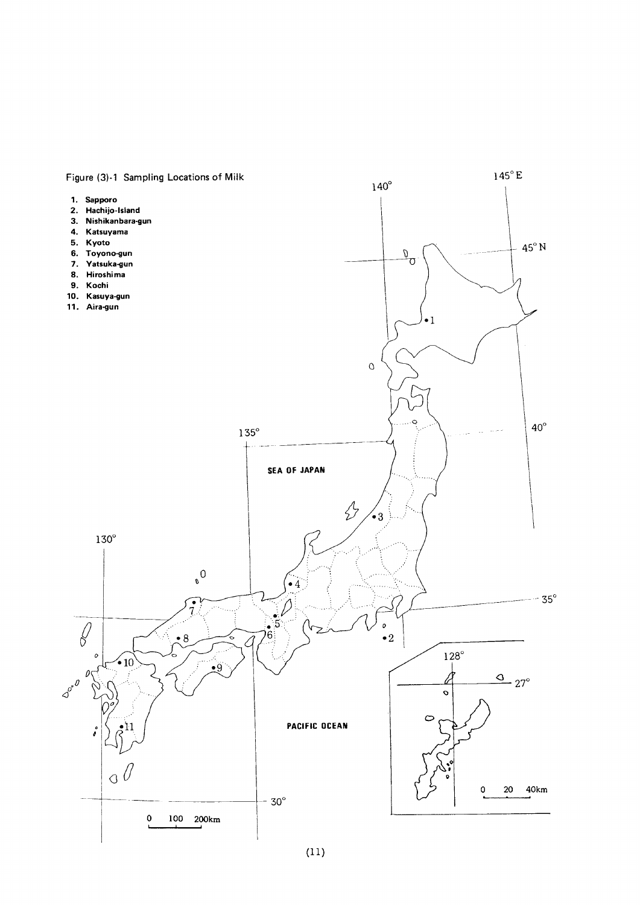Figure (3)-1 Sampling Locations of Milk

1. Sapporo
2. Hachijo-Island
3. Nishikanbara-gun
4. Katsuyama
5. Kyoto
6. Toyono-gun
7. Yatsuka-gun
8. Hiroshima
9. Kochi
10. Kasuya-gun
11. Aira-gun

140°

145° E

45° N

40°

135°

SEA OF JAPAN

130°

35°

128°

27°

PACIFIC OCEAN

0 20 40km

30°

0 100 200km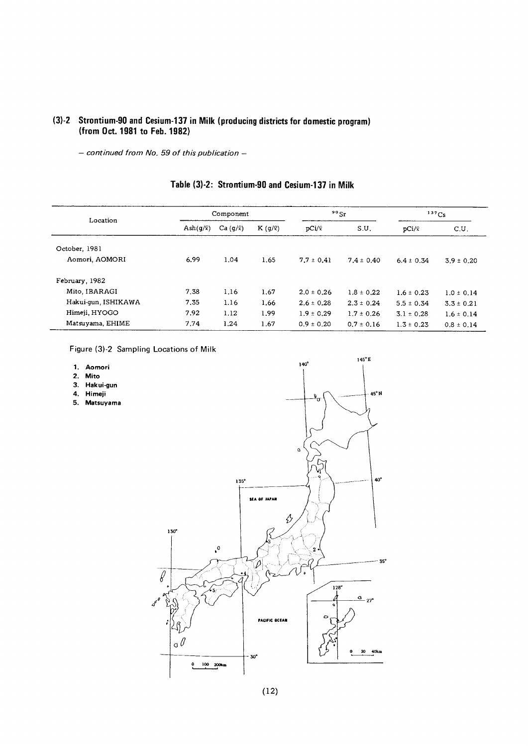## (3)-2 Strontium-90 and Cesium-137 in Milk (producing districts for domestic program) (from Oct. 1981 to Feb. 1982)

*– continued from No. 59 of this publication –*

### Table (3)-2: Strontium-90 and Cesium-137 in Milk

| Location | Component | | | $^{90}Sr$ | | $^{137}Cs$ | |
|---|---|---|---|---|---|---|---|
| | Ash(g/ℓ) | Ca (g/ℓ) | K (g/ℓ) | pCi/ℓ | S.U. | pCi/ℓ | C.U. |
| October, 1981 | | | | | | | |
| Aomori, AOMORI | 6.99 | 1.04 | 1.65 | 7.7 ± 0.41 | 7.4 ± 0.40 | 6.4 ± 0.34 | 3.9 ± 0.20 |
| February, 1982 | | | | | | | |
| Mito, IBARAGI | 7.38 | 1.16 | 1.67 | 2.0 ± 0.26 | 1.8 ± 0.22 | 1.6 ± 0.23 | 1.0 ± 0.14 |
| Hakui-gun, ISHIKAWA | 7.35 | 1.16 | 1.66 | 2.6 ± 0.28 | 2.3 ± 0.24 | 5.5 ± 0.34 | 3.3 ± 0.21 |
| Himeji, HYOGO | 7.92 | 1.12 | 1.99 | 1.9 ± 0.29 | 1.7 ± 0.26 | 3.1 ± 0.28 | 1.6 ± 0.14 |
| Matsuyama, EHIME | 7.74 | 1.24 | 1.67 | 0.9 ± 0.20 | 0.7 ± 0.16 | 1.3 ± 0.23 | 0.8 ± 0.14 |

Figure (3)-2 Sampling Locations of Milk

1. **Aomori**
2. **Mito**
3. **Hakui-gun**
4. **Himeji**
5. **Matsuyama**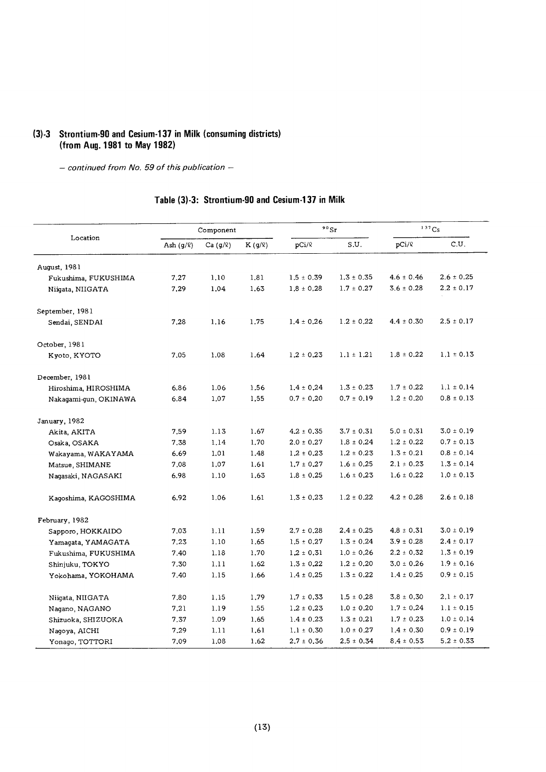### (3)-3 Strontium-90 and Cesium-137 in Milk (consuming districts) (from Aug. 1981 to May 1982)

*– continued from No. 59 of this publication –*

#### Table (3)-3: Strontium-90 and Cesium-137 in Milk

| Location | Component | | | $^{90}Sr$ | | $^{137}Cs$ | |
|---|---|---|---|---|---|---|---|
| | Ash (g/ℓ) | Ca (g/ℓ) | K (g/ℓ) | pCi/ℓ | S.U. | pCi/ℓ | C.U. |
| **August, 1981** | | | | | | | |
| Fukushima, FUKUSHIMA | 7.27 | 1.10 | 1.81 | 1.5 ± 0.39 | 1.3 ± 0.35 | 4.6 ± 0.46 | 2.6 ± 0.25 |
| Niigata, NIIGATA | 7.29 | 1.04 | 1.63 | 1.8 ± 0.28 | 1.7 ± 0.27 | 3.6 ± 0.28 | 2.2 ± 0.17 |
| **September, 1981** | | | | | | | |
| Sendai, SENDAI | 7.28 | 1.16 | 1.75 | 1.4 ± 0.26 | 1.2 ± 0.22 | 4.4 ± 0.30 | 2.5 ± 0.17 |
| **October, 1981** | | | | | | | |
| Kyoto, KYOTO | 7.05 | 1.08 | 1.64 | 1.2 ± 0.23 | 1.1 ± 1.21 | 1.8 ± 0.22 | 1.1 ± 0.13 |
| **December, 1981** | | | | | | | |
| Hiroshima, HIROSHIMA | 6.86 | 1.06 | 1.56 | 1.4 ± 0.24 | 1.3 ± 0.23 | 1.7 ± 0.22 | 1.1 ± 0.14 |
| Nakagami-gun, OKINAWA | 6.84 | 1.07 | 1.55 | 0.7 ± 0.20 | 0.7 ± 0.19 | 1.2 ± 0.20 | 0.8 ± 0.13 |
| **January, 1982** | | | | | | | |
| Akita, AKITA | 7.59 | 1.13 | 1.67 | 4.2 ± 0.35 | 3.7 ± 0.31 | 5.0 ± 0.31 | 3.0 ± 0.19 |
| Osaka, OSAKA | 7.38 | 1.14 | 1.70 | 2.0 ± 0.27 | 1.8 ± 0.24 | 1.2 ± 0.22 | 0.7 ± 0.13 |
| Wakayama, WAKAYAMA | 6.69 | 1.01 | 1.48 | 1.2 ± 0.23 | 1.2 ± 0.23 | 1.3 ± 0.21 | 0.8 ± 0.14 |
| Matsue, SHIMANE | 7.08 | 1.07 | 1.61 | 1.7 ± 0.27 | 1.6 ± 0.25 | 2.1 ± 0.23 | 1.3 ± 0.14 |
| Nagasaki, NAGASAKI | 6.98 | 1.10 | 1.63 | 1.8 ± 0.25 | 1.6 ± 0.23 | 1.6 ± 0.22 | 1.0 ± 0.13 |
| Kagoshima, KAGOSHIMA | 6.92 | 1.06 | 1.61 | 1.3 ± 0.23 | 1.2 ± 0.22 | 4.2 ± 0.28 | 2.6 ± 0.18 |
| **February, 1982** | | | | | | | |
| Sapporo, HOKKAIDO | 7.03 | 1.11 | 1.59 | 2.7 ± 0.28 | 2.4 ± 0.25 | 4.8 ± 0.31 | 3.0 ± 0.19 |
| Yamagata, YAMAGATA | 7.23 | 1.10 | 1.65 | 1.5 ± 0.27 | 1.3 ± 0.24 | 3.9 ± 0.28 | 2.4 ± 0.17 |
| Fukushima, FUKUSHIMA | 7.40 | 1.18 | 1.70 | 1.2 ± 0.31 | 1.0 ± 0.26 | 2.2 ± 0.32 | 1.3 ± 0.19 |
| Shinjuku, TOKYO | 7.30 | 1.11 | 1.62 | 1.3 ± 0.22 | 1.2 ± 0.20 | 3.0 ± 0.26 | 1.9 ± 0.16 |
| Yokohama, YOKOHAMA | 7.40 | 1.15 | 1.66 | 1.4 ± 0.25 | 1.3 ± 0.22 | 1.4 ± 0.25 | 0.9 ± 0.15 |
| Niigata, NIIGATA | 7.80 | 1.15 | 1.79 | 1.7 ± 0.33 | 1.5 ± 0.28 | 3.8 ± 0.30 | 2.1 ± 0.17 |
| Nagano, NAGANO | 7.21 | 1.19 | 1.55 | 1.2 ± 0.23 | 1.0 ± 0.20 | 1.7 ± 0.24 | 1.1 ± 0.15 |
| Shizuoka, SHIZUOKA | 7.37 | 1.09 | 1.65 | 1.4 ± 0.23 | 1.3 ± 0.21 | 1.7 ± 0.23 | 1.0 ± 0.14 |
| Nagoya, AICHI | 7.29 | 1.11 | 1.61 | 1.1 ± 0.30 | 1.0 ± 0.27 | 1.4 ± 0.30 | 0.9 ± 0.19 |
| Yonago, TOTTORI | 7.09 | 1.08 | 1.62 | 2.7 ± 0.36 | 2.5 ± 0.34 | 8.4 ± 0.53 | 5.2 ± 0.33 |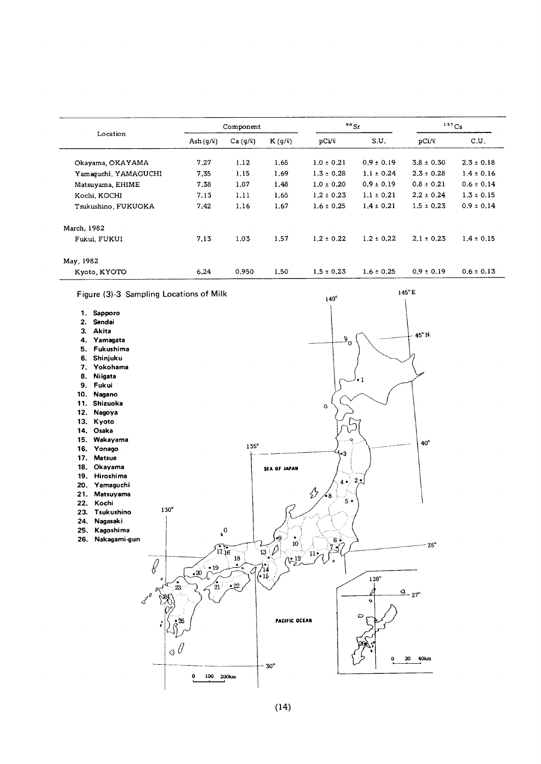| Location | Component | | | $^{90}Sr$ | | $^{137}Cs$ | |
|---|---|---|---|---|---|---|---|
| | Ash (g/ℓ) | Ca (g/ℓ) | K (g/ℓ) | pCi/ℓ | S.U. | pCi/ℓ | C.U. |
| Okayama, OKAYAMA | 7.27 | 1.12 | 1.65 | 1.0 ± 0.21 | 0.9 ± 0.19 | 3.8 ± 0.30 | 2.3 ± 0.18 |
| Yamaguchi, YAMAGUCHI | 7.35 | 1.15 | 1.69 | 1.3 ± 0.28 | 1.1 ± 0.24 | 2.3 ± 0.28 | 1.4 ± 0.16 |
| Matsuyama, EHIME | 7.38 | 1.07 | 1.48 | 1.0 ± 0.20 | 0.9 ± 0.19 | 0.8 ± 0.21 | 0.6 ± 0.14 |
| Kochi, KOCHI | 7.13 | 1.11 | 1.65 | 1.2 ± 0.23 | 1.1 ± 0.21 | 2.2 ± 0.24 | 1.3 ± 0.15 |
| Tsukushino, FUKUOKA | 7.42 | 1.16 | 1.67 | 1.6 ± 0.25 | 1.4 ± 0.21 | 1.5 ± 0.23 | 0.9 ± 0.14 |
| March, 1982 | | | | | | | |
| Fukui, FUKUI | 7.13 | 1.03 | 1.57 | 1.2 ± 0.22 | 1.2 ± 0.22 | 2.1 ± 0.23 | 1.4 ± 0.15 |
| May, 1982 | | | | | | | |
| Kyoto, KYOTO | 6.24 | 0.950 | 1.50 | 1.5 ± 0.23 | 1.6 ± 0.25 | 0.9 ± 0.19 | 0.6 ± 0.13 |

Figure (3)-3 Sampling Locations of Milk

1. Sapporo
2. Sendai
3. Akita
4. Yamagata
5. Fukushima
6. Shinjuku
7. Yokohama
8. Niigata
9. Fukui
10. Nagano
11. Shizuoka
12. Nagoya
13. Kyoto
14. Osaka
15. Wakayama
16. Yonago
17. Matsue
18. Okayama
19. Hiroshima
20. Yamaguchi
21. Matsuyama
22. Kochi
23. Tsukushino
24. Nagasaki
25. Kagoshima
26. Nakagami-gun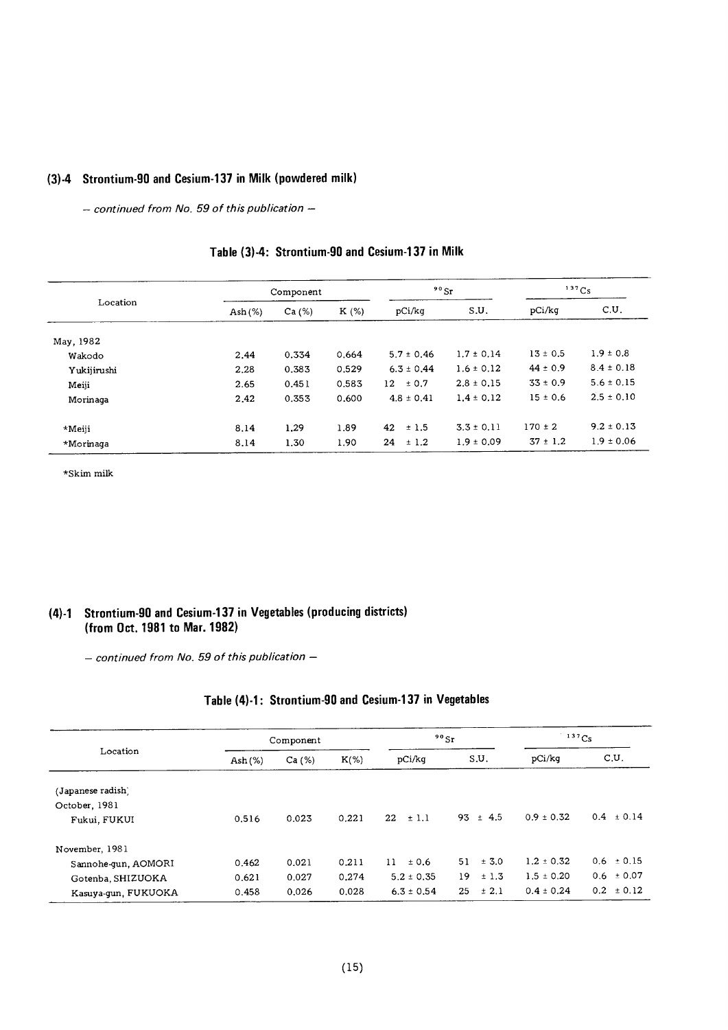## (3)-4 Strontium-90 and Cesium-137 in Milk (powdered milk)

*– continued from No. 59 of this publication –*

### Table (3)-4: Strontium-90 and Cesium-137 in Milk

| Location | Component | | | $^{90}Sr$ | | $^{137}Cs$ | |
|---|---|---|---|---|---|---|---|
| | Ash (%) | Ca (%) | K (%) | pCi/kg | S.U. | pCi/kg | C.U. |
| May, 1982 | | | | | | | |
| Wakodo | 2.44 | 0.334 | 0.664 | 5.7 ± 0.46 | 1.7 ± 0.14 | 13 ± 0.5 | 1.9 ± 0.8 |
| Yukijirushi | 2.28 | 0.383 | 0.529 | 6.3 ± 0.44 | 1.6 ± 0.12 | 44 ± 0.9 | 8.4 ± 0.18 |
| Meiji | 2.65 | 0.451 | 0.583 | 12 ± 0.7 | 2.8 ± 0.15 | 33 ± 0.9 | 5.6 ± 0.15 |
| Morinaga | 2.42 | 0.353 | 0.600 | 4.8 ± 0.41 | 1.4 ± 0.12 | 15 ± 0.6 | 2.5 ± 0.10 |
| *Meiji | 8.14 | 1.29 | 1.89 | 42 ± 1.5 | 3.3 ± 0.11 | 170 ± 2 | 9.2 ± 0.13 |
| *Morinaga | 8.14 | 1.30 | 1.90 | 24 ± 1.2 | 1.9 ± 0.09 | 37 ± 1.2 | 1.9 ± 0.06 |

*Skim milk

## (4)-1 Strontium-90 and Cesium-137 in Vegetables (producing districts) (from Oct. 1981 to Mar. 1982)

*– continued from No. 59 of this publication –*

### Table (4)-1: Strontium-90 and Cesium-137 in Vegetables

| Location | Component | | | $^{90}Sr$ | | $^{137}Cs$ | |
|---|---|---|---|---|---|---|---|
| | Ash (%) | Ca (%) | K(%) | pCi/kg | S.U. | pCi/kg | C.U. |
| (Japanese radish) | | | | | | | |
| October, 1981 | | | | | | | |
| Fukui, FUKUI | 0.516 | 0.023 | 0.221 | 22 ± 1.1 | 93 ± 4.5 | 0.9 ± 0.32 | 0.4 ± 0.14 |
| November, 1981 | | | | | | | |
| Sannohe-gun, AOMORI | 0.462 | 0.021 | 0.211 | 11 ± 0.6 | 51 ± 3.0 | 1.2 ± 0.32 | 0.6 ± 0.15 |
| Gotenba, SHIZUOKA | 0.621 | 0.027 | 0.274 | 5.2 ± 0.35 | 19 ± 1.3 | 1.5 ± 0.20 | 0.6 ± 0.07 |
| Kasuya-gun, FUKUOKA | 0.458 | 0.026 | 0.028 | 6.3 ± 0.54 | 25 ± 2.1 | 0.4 ± 0.24 | 0.2 ± 0.12 |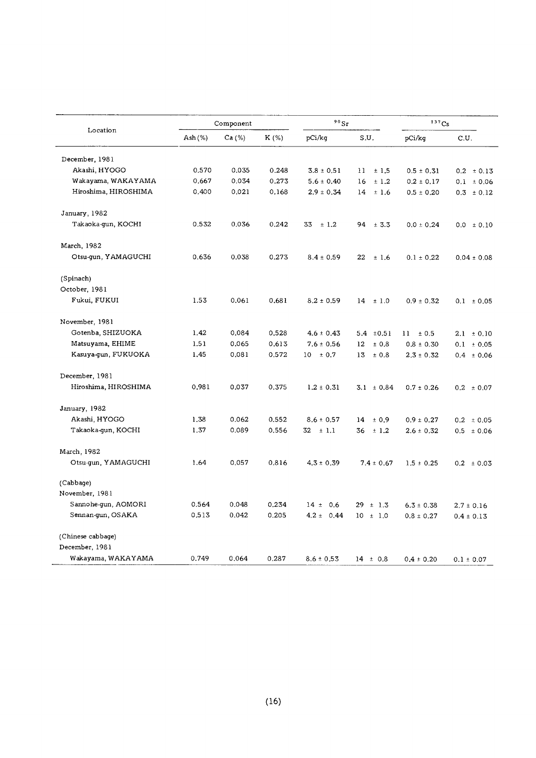| Location | Component | | | $^{90}Sr$ | | $^{137}Cs$ | |
|---|---|---|---|---|---|---|---|
| | Ash (%) | Ca (%) | K (%) | pCi/kg | S.U. | pCi/kg | C.U. |
| December, 1981 | | | | | | | |
| Akashi, HYOGO | 0.570 | 0.035 | 0.248 | 3.8 ± 0.51 | 11 ± 1.5 | 0.5 ± 0.31 | 0.2 ± 0.13 |
| Wakayama, WAKAYAMA | 0.667 | 0.034 | 0.273 | 5.6 ± 0.40 | 16 ± 1.2 | 0.2 ± 0.17 | 0.1 ± 0.06 |
| Hiroshima, HIROSHIMA | 0.400 | 0.021 | 0.168 | 2.9 ± 0.34 | 14 ± 1.6 | 0.5 ± 0.20 | 0.3 ± 0.12 |
| January, 1982 | | | | | | | |
| Takaoka-gun, KOCHI | 0.532 | 0.036 | 0.242 | 33 ± 1.2 | 94 ± 3.3 | 0.0 ± 0.24 | 0.0 ± 0.10 |
| March, 1982 | | | | | | | |
| Otsu-gun, YAMAGUCHI | 0.636 | 0.038 | 0.273 | 8.4 ± 0.59 | 22 ± 1.6 | 0.1 ± 0.22 | 0.04 ± 0.08 |
| (Spinach) | | | | | | | |
| October, 1981 | | | | | | | |
| Fukui, FUKUI | 1.53 | 0.061 | 0.681 | 8.2 ± 0.59 | 14 ± 1.0 | 0.9 ± 0.32 | 0.1 ± 0.05 |
| November, 1981 | | | | | | | |
| Gotenba, SHIZUOKA | 1.42 | 0.084 | 0.528 | 4.6 ± 0.43 | 5.4 ±0.51 | 11 ± 0.5 | 2.1 ± 0.10 |
| Matsuyama, EHIME | 1.51 | 0.065 | 0.613 | 7.6 ± 0.56 | 12 ± 0.8 | 0.8 ± 0.30 | 0.1 ± 0.05 |
| Kasuya-gun, FUKUOKA | 1.45 | 0.081 | 0.572 | 10 ± 0.7 | 13 ± 0.8 | 2.3 ± 0.32 | 0.4 ± 0.06 |
| December, 1981 | | | | | | | |
| Hiroshima, HIROSHIMA | 0.981 | 0.037 | 0.375 | 1.2 ± 0.31 | 3.1 ± 0.84 | 0.7 ± 0.26 | 0.2 ± 0.07 |
| January, 1982 | | | | | | | |
| Akashi, HYOGO | 1.38 | 0.062 | 0.552 | 8.6 ± 0.57 | 14 ± 0.9 | 0.9 ± 0.27 | 0.2 ± 0.05 |
| Takaoka-gun, KOCHI | 1.37 | 0.089 | 0.556 | 32 ± 1.1 | 36 ± 1.2 | 2.6 ± 0.32 | 0.5 ± 0.06 |
| March, 1982 | | | | | | | |
| Otsu-gun, YAMAGUCHI | 1.64 | 0.057 | 0.816 | 4.3 ± 0.39 | 7.4 ± 0.67 | 1.5 ± 0.25 | 0.2 ± 0.03 |
| (Cabbage) | | | | | | | |
| November, 1981 | | | | | | | |
| Sannohe-gun, AOMORI | 0.564 | 0.048 | 0.234 | 14 ± 0.6 | 29 ± 1.3 | 6.3 ± 0.38 | 2.7 ± 0.16 |
| Sennan-gun, OSAKA | 0.513 | 0.042 | 0.205 | 4.2 ± 0.44 | 10 ± 1.0 | 0.8 ± 0.27 | 0.4 ± 0.13 |
| (Chinese cabbage) | | | | | | | |
| December, 1981 | | | | | | | |
| Wakayama, WAKAYAMA | 0.749 | 0.064 | 0.287 | 8.6 ± 0.53 | 14 ± 0.8 | 0.4 ± 0.20 | 0.1 ± 0.07 |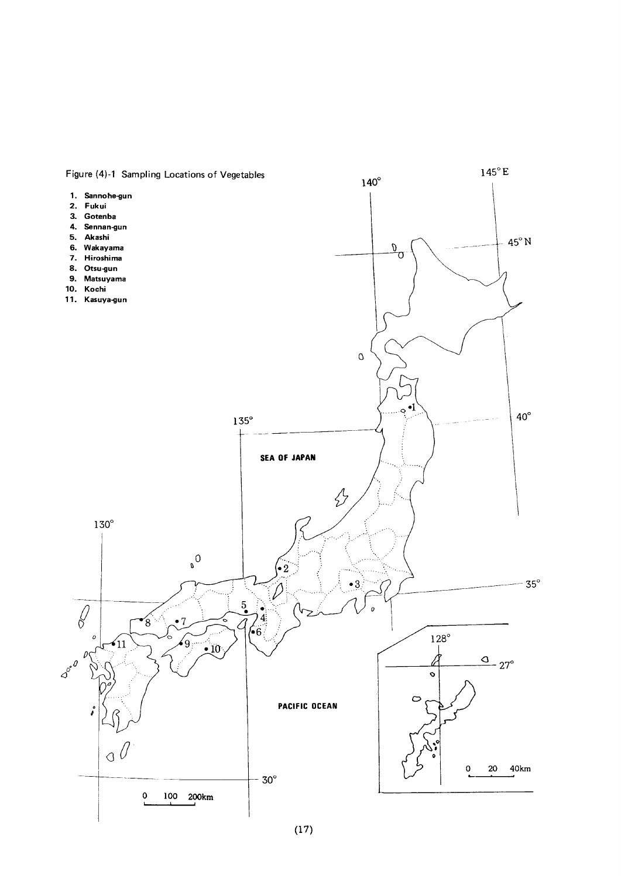Figure (4)-1 Sampling Locations of Vegetables

1. Sannohe-gun
2. Fukui
3. Gotenba
4. Sennan-gun
5. Akashi
6. Wakayama
7. Hiroshima
8. Otsu-gun
9. Matsuyama
10. Kochi
11. Kasuya-gun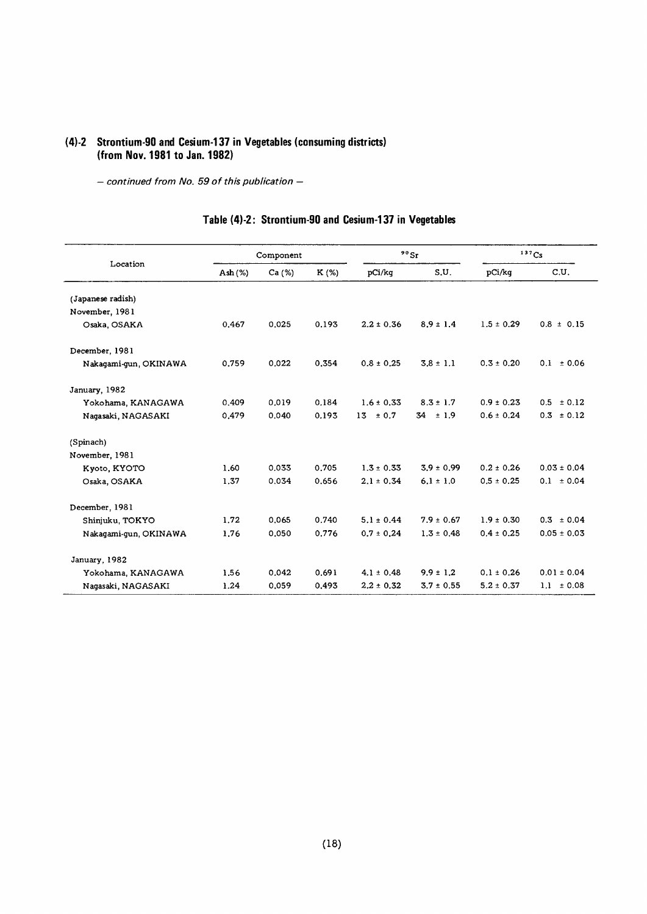### (4)-2 Strontium-90 and Cesium-137 in Vegetables (consuming districts) (from Nov. 1981 to Jan. 1982)

*– continued from No. 59 of this publication –*

**Table (4)-2: Strontium-90 and Cesium-137 in Vegetables**

| Location | Component | | | $^{90}Sr$ | | $^{137}Cs$ | |
|---|---|---|---|---|---|---|---|
| | Ash (%) | Ca (%) | K (%) | pCi/kg | S.U. | pCi/kg | C.U. |
| (Japanese radish) | | | | | | | |
| November, 1981 | | | | | | | |
| Osaka, OSAKA | 0.467 | 0.025 | 0.193 | 2.2 ± 0.36 | 8.9 ± 1.4 | 1.5 ± 0.29 | 0.8 ± 0.15 |
| December, 1981 | | | | | | | |
| Nakagami-gun, OKINAWA | 0.759 | 0.022 | 0.354 | 0.8 ± 0.25 | 3.8 ± 1.1 | 0.3 ± 0.20 | 0.1 ± 0.06 |
| January, 1982 | | | | | | | |
| Yokohama, KANAGAWA | 0.409 | 0.019 | 0.184 | 1.6 ± 0.33 | 8.3 ± 1.7 | 0.9 ± 0.23 | 0.5 ± 0.12 |
| Nagasaki, NAGASAKI | 0.479 | 0.040 | 0.193 | 13 ± 0.7 | 34 ± 1.9 | 0.6 ± 0.24 | 0.3 ± 0.12 |
| (Spinach) | | | | | | | |
| November, 1981 | | | | | | | |
| Kyoto, KYOTO | 1.60 | 0.033 | 0.705 | 1.3 ± 0.33 | 3.9 ± 0.99 | 0.2 ± 0.26 | 0.03 ± 0.04 |
| Osaka, OSAKA | 1.37 | 0.034 | 0.656 | 2.1 ± 0.34 | 6.1 ± 1.0 | 0.5 ± 0.25 | 0.1 ± 0.04 |
| December, 1981 | | | | | | | |
| Shinjuku, TOKYO | 1.72 | 0.065 | 0.740 | 5.1 ± 0.44 | 7.9 ± 0.67 | 1.9 ± 0.30 | 0.3 ± 0.04 |
| Nakagami-gun, OKINAWA | 1.76 | 0.050 | 0.776 | 0.7 ± 0.24 | 1.3 ± 0.48 | 0.4 ± 0.25 | 0.05 ± 0.03 |
| January, 1982 | | | | | | | |
| Yokohama, KANAGAWA | 1.56 | 0.042 | 0.691 | 4.1 ± 0.48 | 9.9 ± 1.2 | 0.1 ± 0.26 | 0.01 ± 0.04 |
| Nagasaki, NAGASAKI | 1.24 | 0.059 | 0.493 | 2.2 ± 0.32 | 3.7 ± 0.55 | 5.2 ± 0.37 | 1.1 ± 0.08 |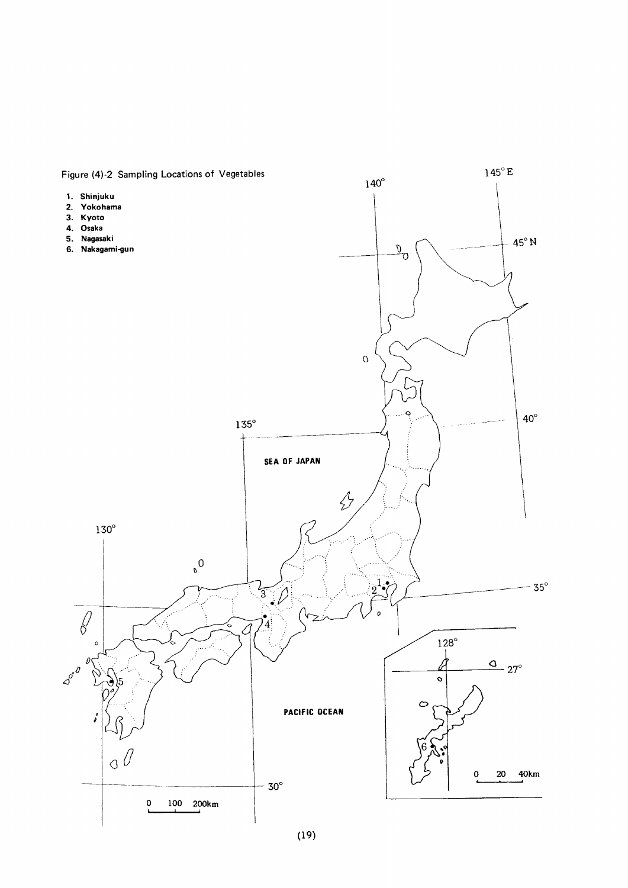Figure (4)-2 Sampling Locations of Vegetables

1. Shinjuku
2. Yokohama
3. Kyoto
4. Osaka
5. Nagasaki
6. Nakagami-gun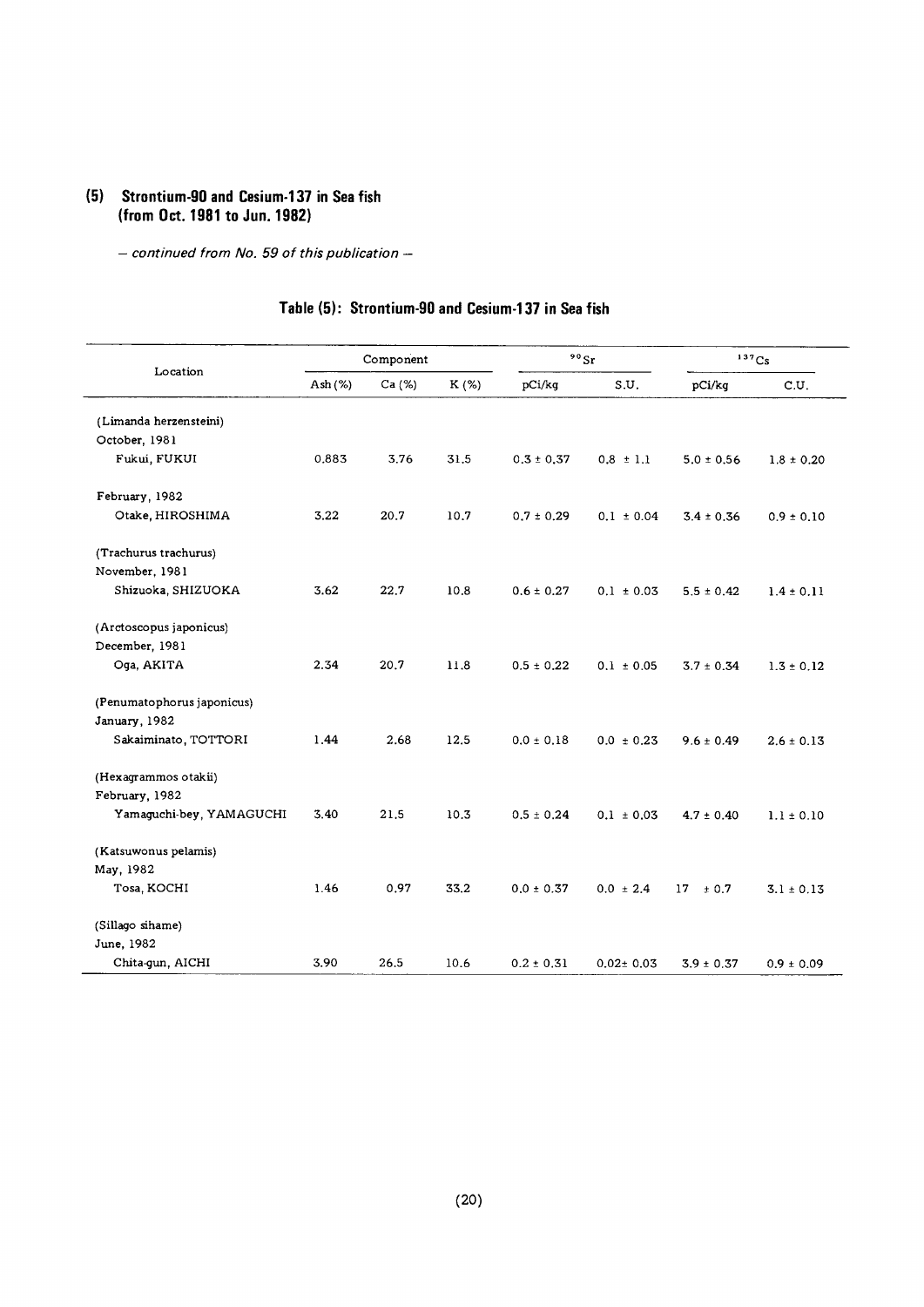## (5) Strontium-90 and Cesium-137 in Sea fish (from Oct. 1981 to Jun. 1982)

*— continued from No. 59 of this publication —*

### Table (5): Strontium-90 and Cesium-137 in Sea fish

| Location | Component | | | $^{90}Sr$ | | $^{137}Cs$ | |
|---|---|---|---|---|---|---|---|
| | Ash (%) | Ca (%) | K (%) | pCi/kg | S.U. | pCi/kg | C.U. |
| (Limanda herzensteini) | | | | | | | |
| October, 1981 | | | | | | | |
| Fukui, FUKUI | 0.883 | 3.76 | 31.5 | 0.3 ± 0.37 | 0.8 ± 1.1 | 5.0 ± 0.56 | 1.8 ± 0.20 |
| February, 1982 | | | | | | | |
| Otake, HIROSHIMA | 3.22 | 20.7 | 10.7 | 0.7 ± 0.29 | 0.1 ± 0.04 | 3.4 ± 0.36 | 0.9 ± 0.10 |
| (Trachurus trachurus) | | | | | | | |
| November, 1981 | | | | | | | |
| Shizuoka, SHIZUOKA | 3.62 | 22.7 | 10.8 | 0.6 ± 0.27 | 0.1 ± 0.03 | 5.5 ± 0.42 | 1.4 ± 0.11 |
| (Arctoscopus japonicus) | | | | | | | |
| December, 1981 | | | | | | | |
| Oga, AKITA | 2.34 | 20.7 | 11.8 | 0.5 ± 0.22 | 0.1 ± 0.05 | 3.7 ± 0.34 | 1.3 ± 0.12 |
| (Penumatophorus japonicus) | | | | | | | |
| January, 1982 | | | | | | | |
| Sakaiminato, TOTTORI | 1.44 | 2.68 | 12.5 | 0.0 ± 0.18 | 0.0 ± 0.23 | 9.6 ± 0.49 | 2.6 ± 0.13 |
| (Hexagrammos otakii) | | | | | | | |
| February, 1982 | | | | | | | |
| Yamaguchi-bey, YAMAGUCHI | 3.40 | 21.5 | 10.3 | 0.5 ± 0.24 | 0.1 ± 0.03 | 4.7 ± 0.40 | 1.1 ± 0.10 |
| (Katsuwonus pelamis) | | | | | | | |
| May, 1982 | | | | | | | |
| Tosa, KOCHI | 1.46 | 0.97 | 33.2 | 0.0 ± 0.37 | 0.0 ± 2.4 | 17 ± 0.7 | 3.1 ± 0.13 |
| (Sillago sihame) | | | | | | | |
| June, 1982 | | | | | | | |
| Chita-gun, AICHI | 3.90 | 26.5 | 10.6 | 0.2 ± 0.31 | 0.02± 0.03 | 3.9 ± 0.37 | 0.9 ± 0.09 |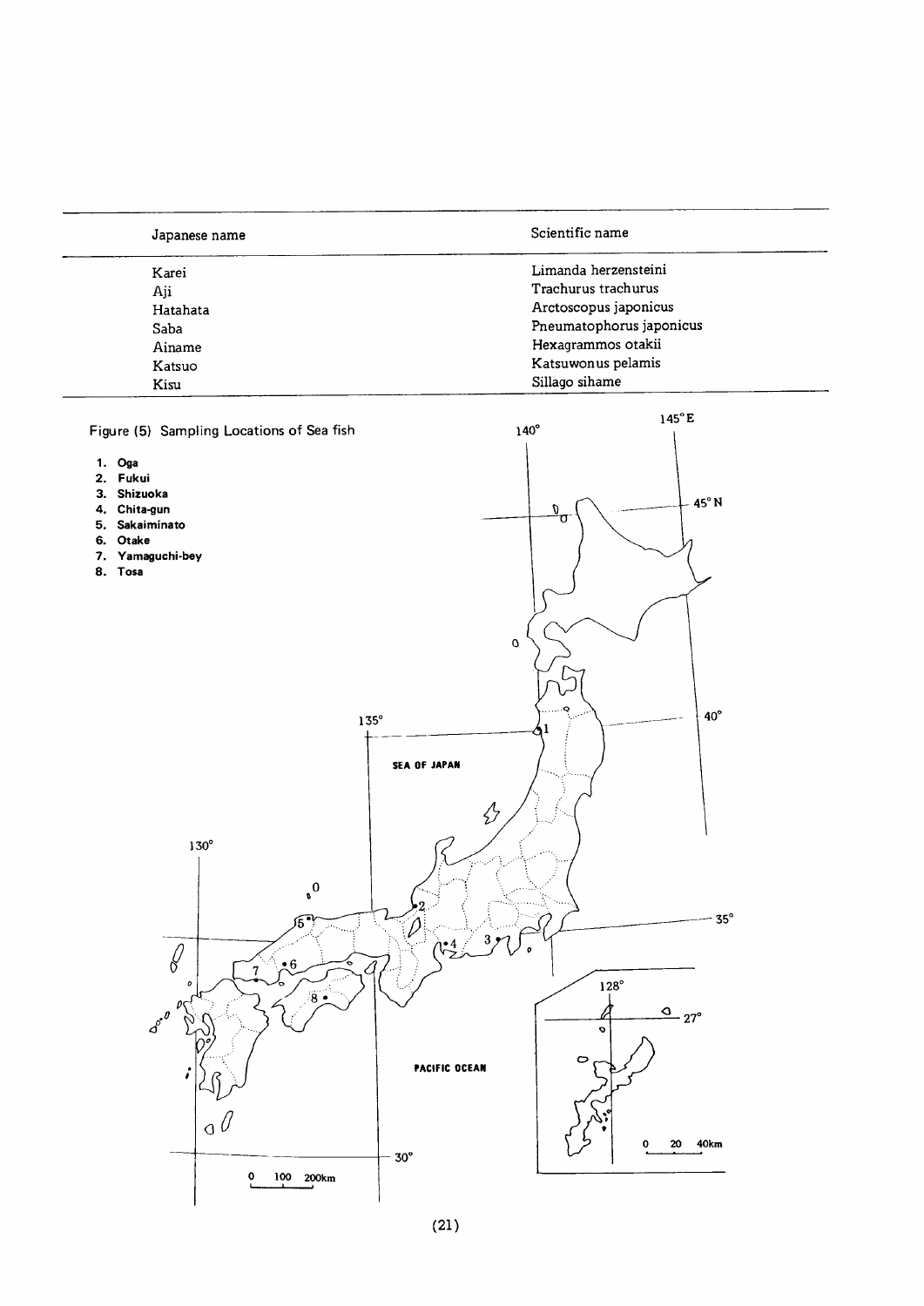| Japanese name | Scientific name |
|---|---|
| Karei | Limanda herzensteini |
| Aji | Trachurus trachurus |
| Hatahata | Arctoscopus japonicus |
| Saba | Pneumatophorus japonicus |
| Ainame | Hexagrammos otakii |
| Katsuo | Katsuwonus pelamis |
| Kisu | Sillago sihame |

Figure (5) Sampling Locations of Sea fish

1. **Oga**
2. **Fukui**
3. **Shizuoka**
4. **Chita-gun**
5. **Sakaiminato**
6. **Otake**
7. **Yamaguchi-bey**
8. **Tosa**

140° 145°E 45°N 40° 135° 35° 130° 30° 128° 27°

SEA OF JAPAN

PACIFIC OCEAN

0 100 200km

0 20 40km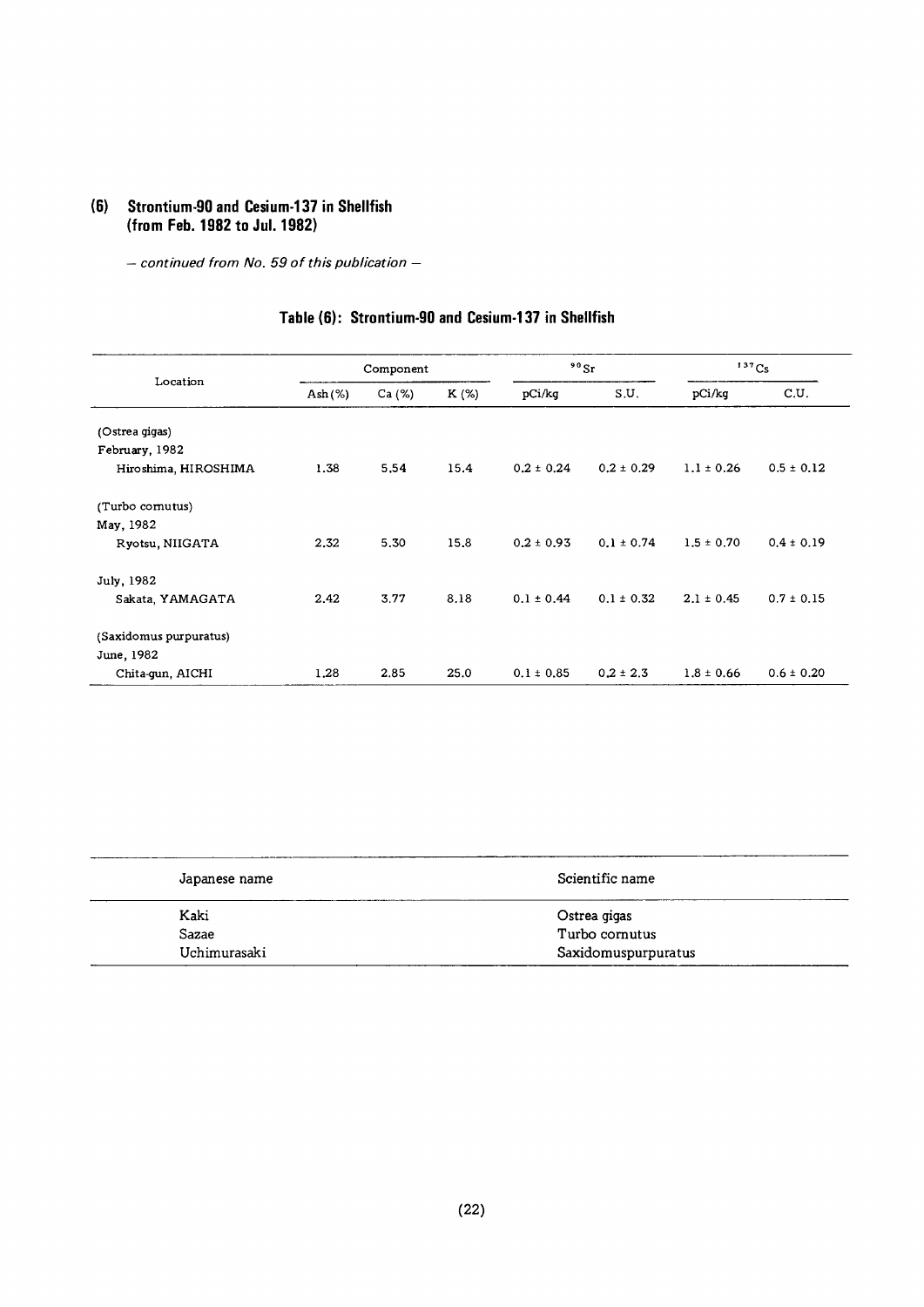## (6) Strontium-90 and Cesium-137 in Shellfish (from Feb. 1982 to Jul. 1982)

*– continued from No. 59 of this publication –*

### Table (6): Strontium-90 and Cesium-137 in Shellfish

| Location | Component | | | $^{90}Sr$ | | $^{137}Cs$ | |
|---|---|---|---|---|---|---|---|
| | Ash (%) | Ca (%) | K (%) | pCi/kg | S.U. | pCi/kg | C.U. |
| (Ostrea gigas) | | | | | | | |
| February, 1982 | | | | | | | |
| Hiroshima, HIROSHIMA | 1.38 | 5.54 | 15.4 | 0.2 ± 0.24 | 0.2 ± 0.29 | 1.1 ± 0.26 | 0.5 ± 0.12 |
| (Turbo cornutus) | | | | | | | |
| May, 1982 | | | | | | | |
| Ryotsu, NIIGATA | 2.32 | 5.30 | 15.8 | 0.2 ± 0.93 | 0.1 ± 0.74 | 1.5 ± 0.70 | 0.4 ± 0.19 |
| July, 1982 | | | | | | | |
| Sakata, YAMAGATA | 2.42 | 3.77 | 8.18 | 0.1 ± 0.44 | 0.1 ± 0.32 | 2.1 ± 0.45 | 0.7 ± 0.15 |
| (Saxidomus purpuratus) | | | | | | | |
| June, 1982 | | | | | | | |
| Chita-gun, AICHI | 1.28 | 2.85 | 25.0 | 0.1 ± 0.85 | 0.2 ± 2.3 | 1.8 ± 0.66 | 0.6 ± 0.20 |

| Japanese name | Scientific name |
|---|---|
| Kaki | Ostrea gigas |
| Sazae | Turbo cornutus |
| Uchimurasaki | Saxidomuspurpuratus |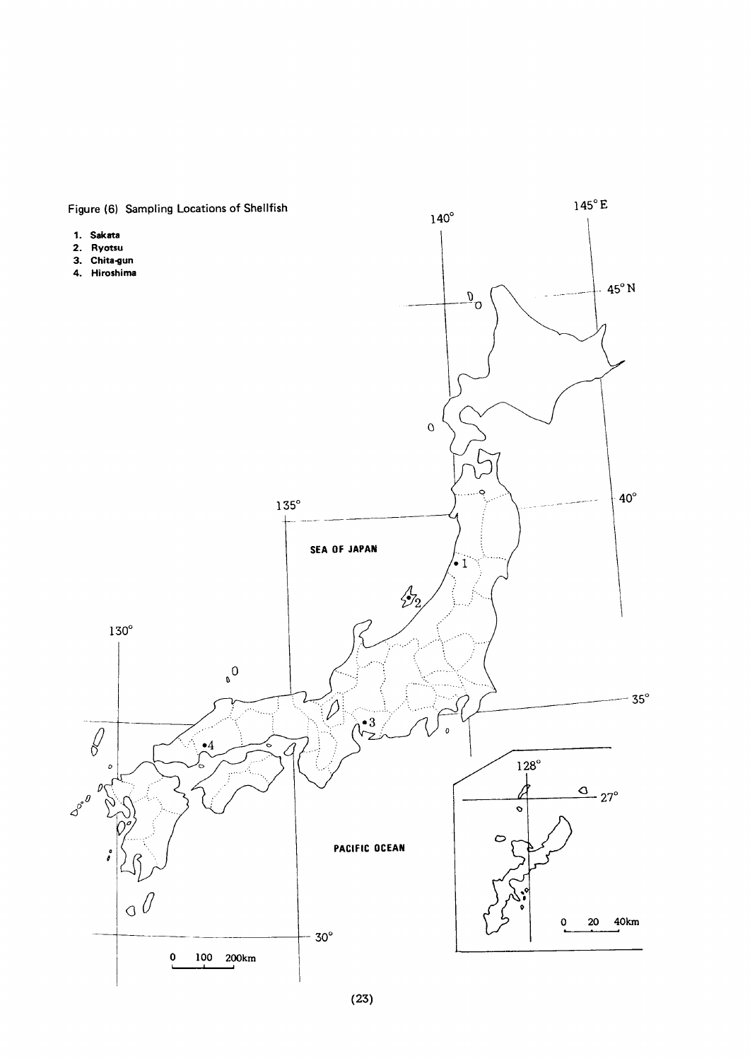Figure (6) Sampling Locations of Shellfish

1. Sakata
2. Ryotsu
3. Chita-gun
4. Hiroshima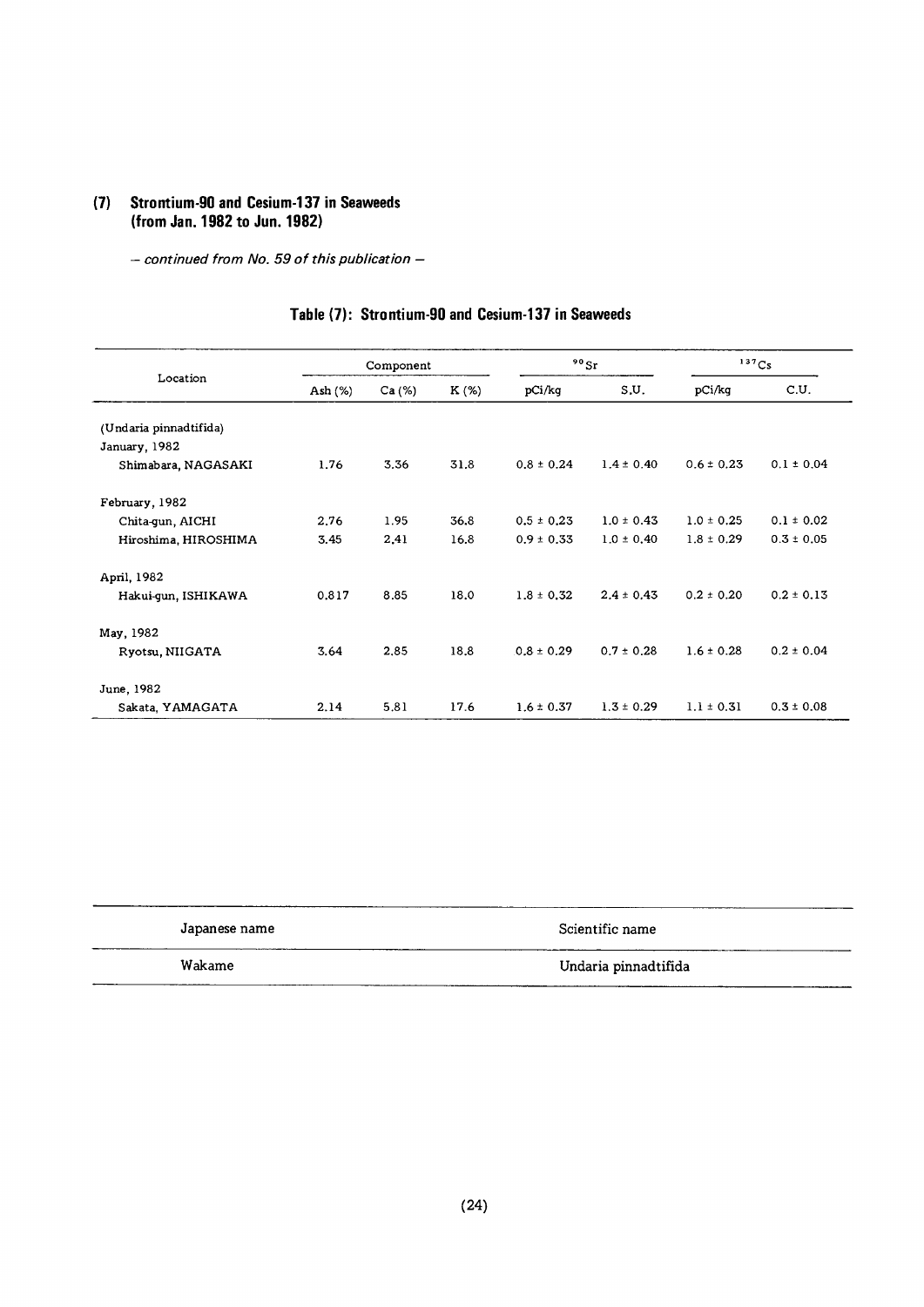## (7) Strontium-90 and Cesium-137 in Seaweeds (from Jan. 1982 to Jun. 1982)

*— continued from No. 59 of this publication —*

### Table (7): Strontium-90 and Cesium-137 in Seaweeds

| Location | Component | | | $^{90}Sr$ | | $^{137}Cs$ | |
|---|---|---|---|---|---|---|---|
| | Ash (%) | Ca (%) | K (%) | pCi/kg | S.U. | pCi/kg | C.U. |
| (Undaria pinnadtifida) | | | | | | | |
| January, 1982 | | | | | | | |
| Shimabara, NAGASAKI | 1.76 | 3.36 | 31.8 | 0.8 ± 0.24 | 1.4 ± 0.40 | 0.6 ± 0.23 | 0.1 ± 0.04 |
| February, 1982 | | | | | | | |
| Chita-gun, AICHI | 2.76 | 1.95 | 36.8 | 0.5 ± 0.23 | 1.0 ± 0.43 | 1.0 ± 0.25 | 0.1 ± 0.02 |
| Hiroshima, HIROSHIMA | 3.45 | 2.41 | 16.8 | 0.9 ± 0.33 | 1.0 ± 0.40 | 1.8 ± 0.29 | 0.3 ± 0.05 |
| April, 1982 | | | | | | | |
| Hakui-gun, ISHIKAWA | 0.817 | 8.85 | 18.0 | 1.8 ± 0.32 | 2.4 ± 0.43 | 0.2 ± 0.20 | 0.2 ± 0.13 |
| May, 1982 | | | | | | | |
| Ryotsu, NIIGATA | 3.64 | 2.85 | 18.8 | 0.8 ± 0.29 | 0.7 ± 0.28 | 1.6 ± 0.28 | 0.2 ± 0.04 |
| June, 1982 | | | | | | | |
| Sakata, YAMAGATA | 2.14 | 5.81 | 17.6 | 1.6 ± 0.37 | 1.3 ± 0.29 | 1.1 ± 0.31 | 0.3 ± 0.08 |

| Japanese name | Scientific name |
|---|---|
| Wakame | Undaria pinnadtifida |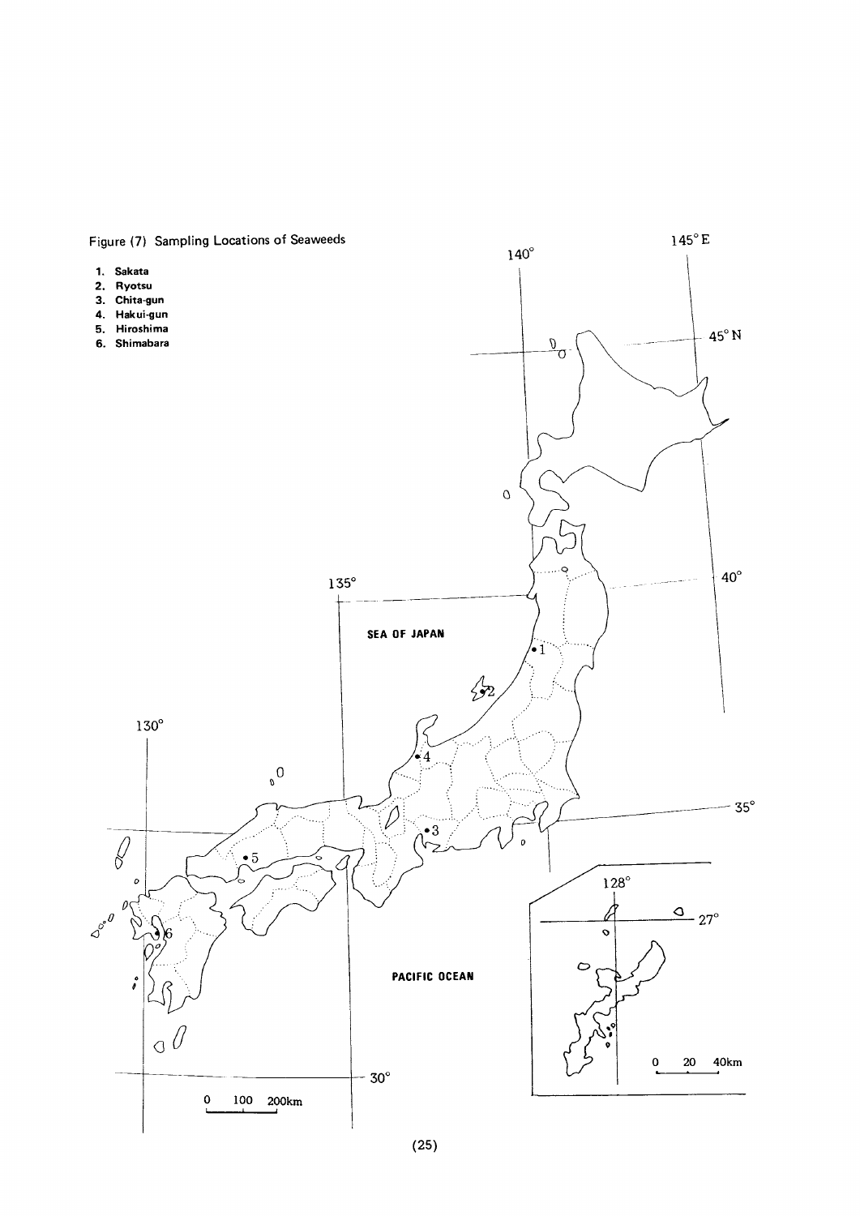Figure (7) Sampling Locations of Seaweeds

1. Sakata
2. Ryotsu
3. Chita-gun
4. Hakui-gun
5. Hiroshima
6. Shimabara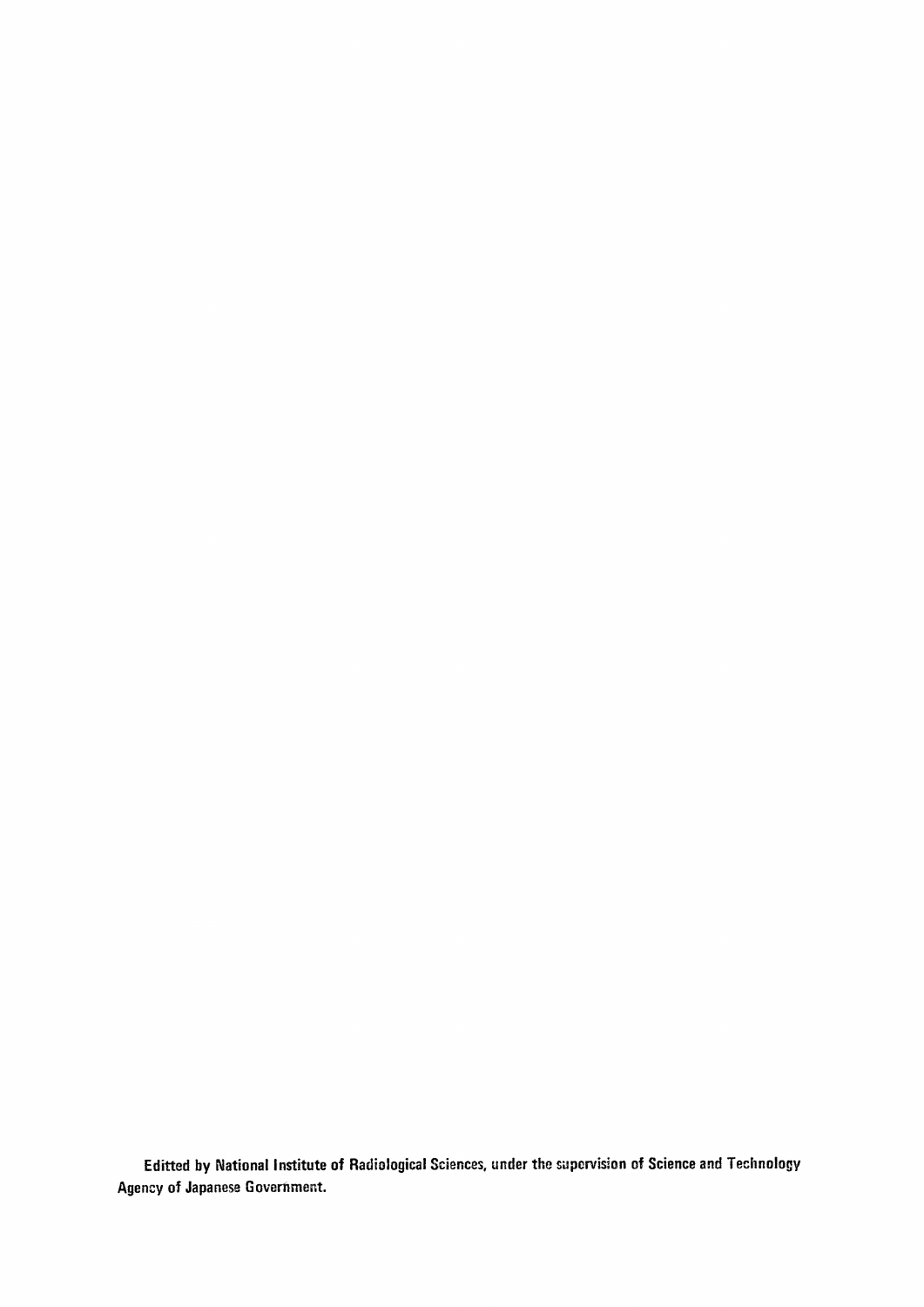Editted by National Institute of Radiological Sciences, under the supervision of Science and Technology Agency of Japanese Government.